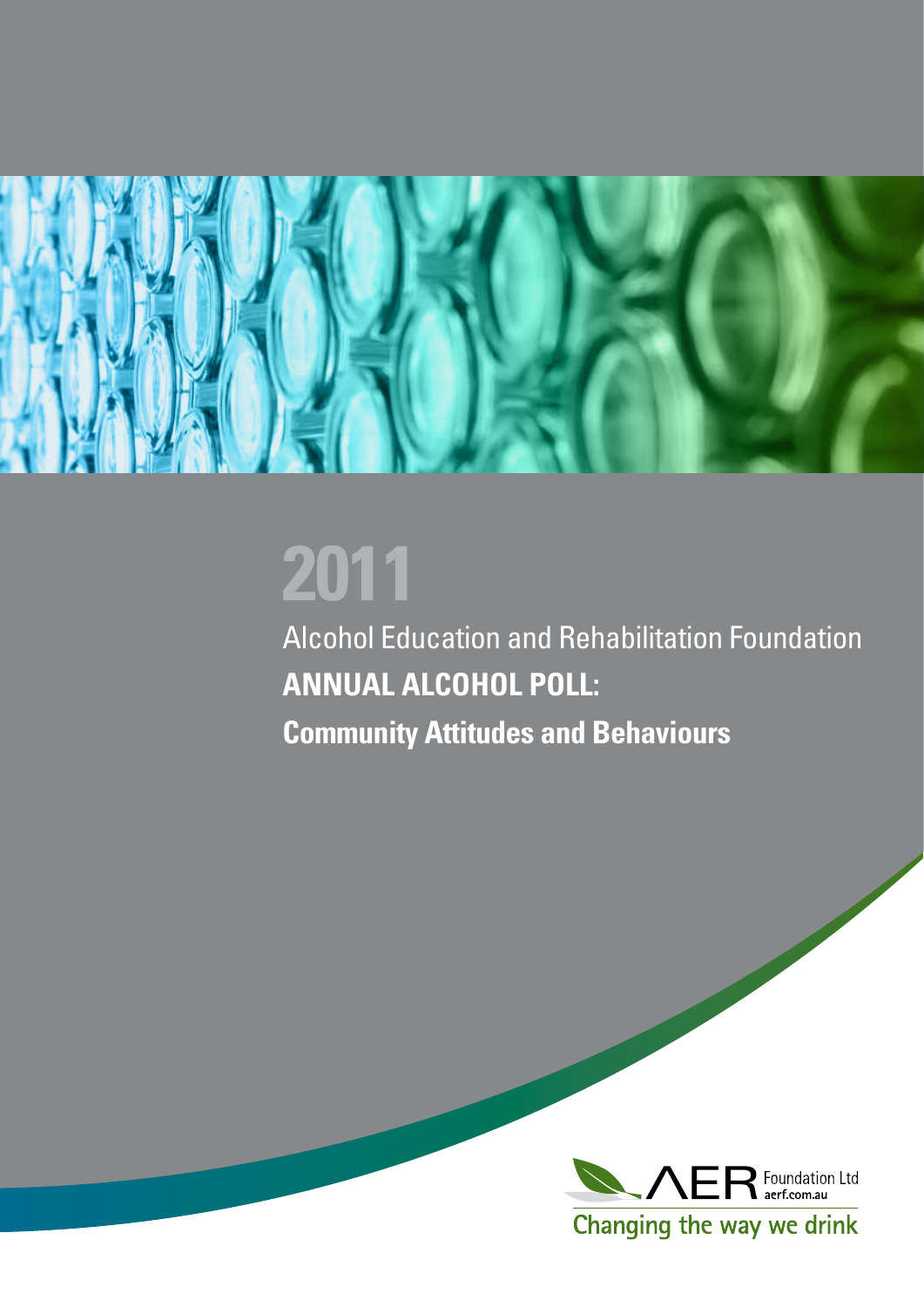# 2011

Alcohol Education and Rehabilitation Foundation

**ANNUAL ALCOHOL POLL:**

**Community Attitudes and Behaviours**

AER Foundation Ltd
aerf.com.au

Changing the way we drink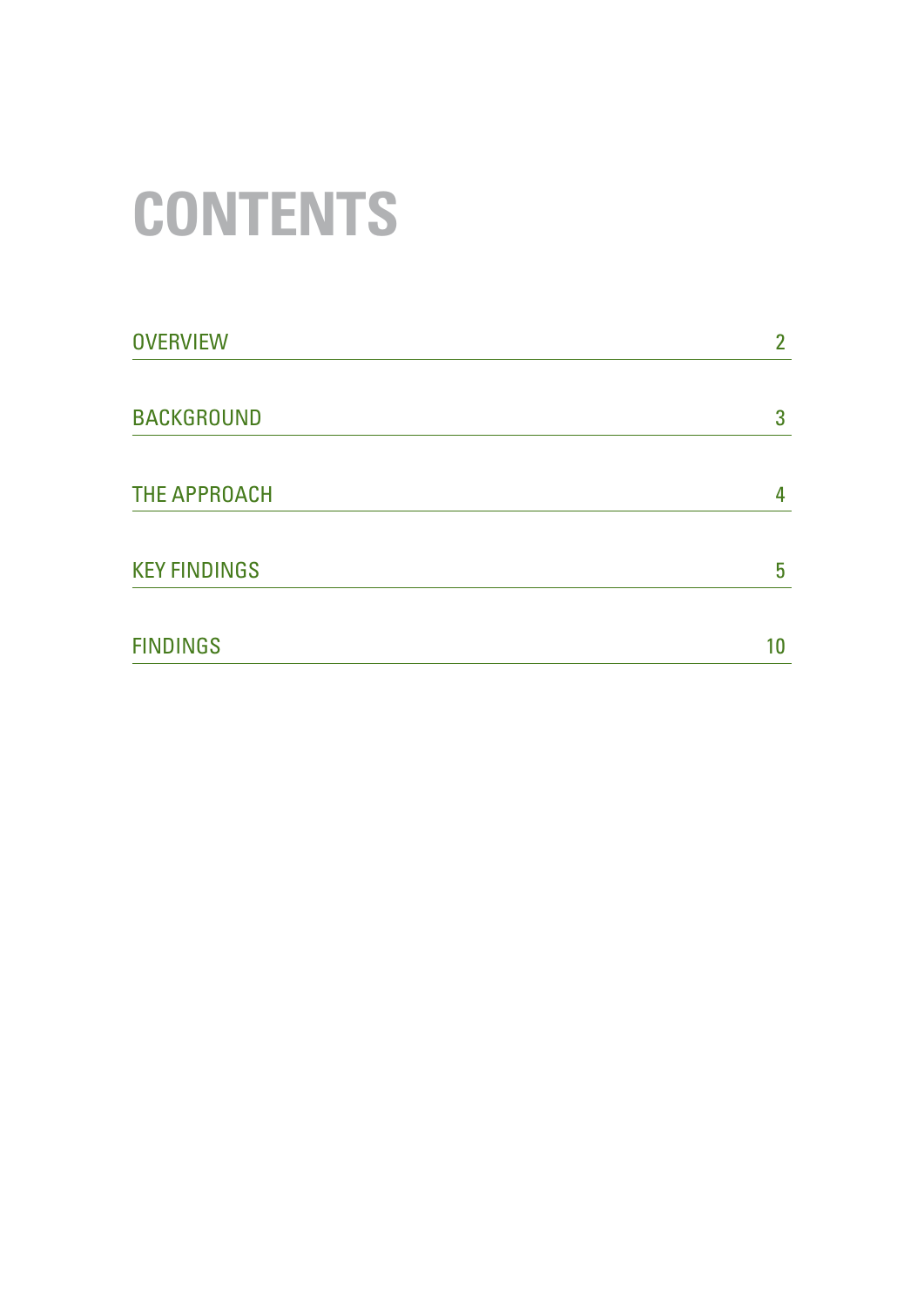# CONTENTS

| | |
|---|---|
| OVERVIEW | 2 |
| BACKGROUND | 3 |
| THE APPROACH | 4 |
| KEY FINDINGS | 5 |
| FINDINGS | 10 |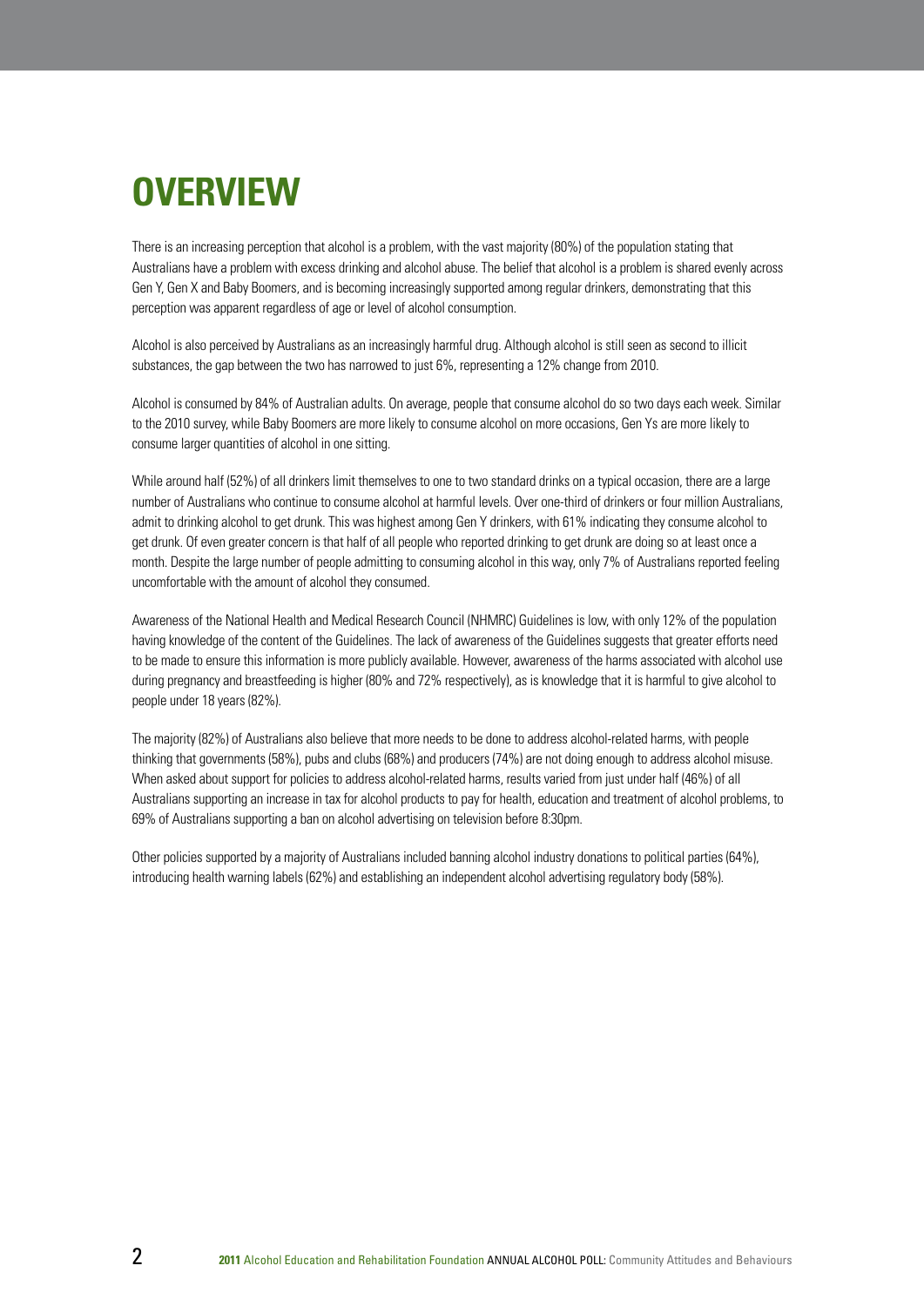# OVERVIEW

There is an increasing perception that alcohol is a problem, with the vast majority (80%) of the population stating that Australians have a problem with excess drinking and alcohol abuse. The belief that alcohol is a problem is shared evenly across Gen Y, Gen X and Baby Boomers, and is becoming increasingly supported among regular drinkers, demonstrating that this perception was apparent regardless of age or level of alcohol consumption.

Alcohol is also perceived by Australians as an increasingly harmful drug. Although alcohol is still seen as second to illicit substances, the gap between the two has narrowed to just 6%, representing a 12% change from 2010.

Alcohol is consumed by 84% of Australian adults. On average, people that consume alcohol do so two days each week. Similar to the 2010 survey, while Baby Boomers are more likely to consume alcohol on more occasions, Gen Ys are more likely to consume larger quantities of alcohol in one sitting.

While around half (52%) of all drinkers limit themselves to one to two standard drinks on a typical occasion, there are a large number of Australians who continue to consume alcohol at harmful levels. Over one-third of drinkers or four million Australians, admit to drinking alcohol to get drunk. This was highest among Gen Y drinkers, with 61% indicating they consume alcohol to get drunk. Of even greater concern is that half of all people who reported drinking to get drunk are doing so at least once a month. Despite the large number of people admitting to consuming alcohol in this way, only 7% of Australians reported feeling uncomfortable with the amount of alcohol they consumed.

Awareness of the National Health and Medical Research Council (NHMRC) Guidelines is low, with only 12% of the population having knowledge of the content of the Guidelines. The lack of awareness of the Guidelines suggests that greater efforts need to be made to ensure this information is more publicly available. However, awareness of the harms associated with alcohol use during pregnancy and breastfeeding is higher (80% and 72% respectively), as is knowledge that it is harmful to give alcohol to people under 18 years (82%).

The majority (82%) of Australians also believe that more needs to be done to address alcohol-related harms, with people thinking that governments (58%), pubs and clubs (68%) and producers (74%) are not doing enough to address alcohol misuse. When asked about support for policies to address alcohol-related harms, results varied from just under half (46%) of all Australians supporting an increase in tax for alcohol products to pay for health, education and treatment of alcohol problems, to 69% of Australians supporting a ban on alcohol advertising on television before 8:30pm.

Other policies supported by a majority of Australians included banning alcohol industry donations to political parties (64%), introducing health warning labels (62%) and establishing an independent alcohol advertising regulatory body (58%).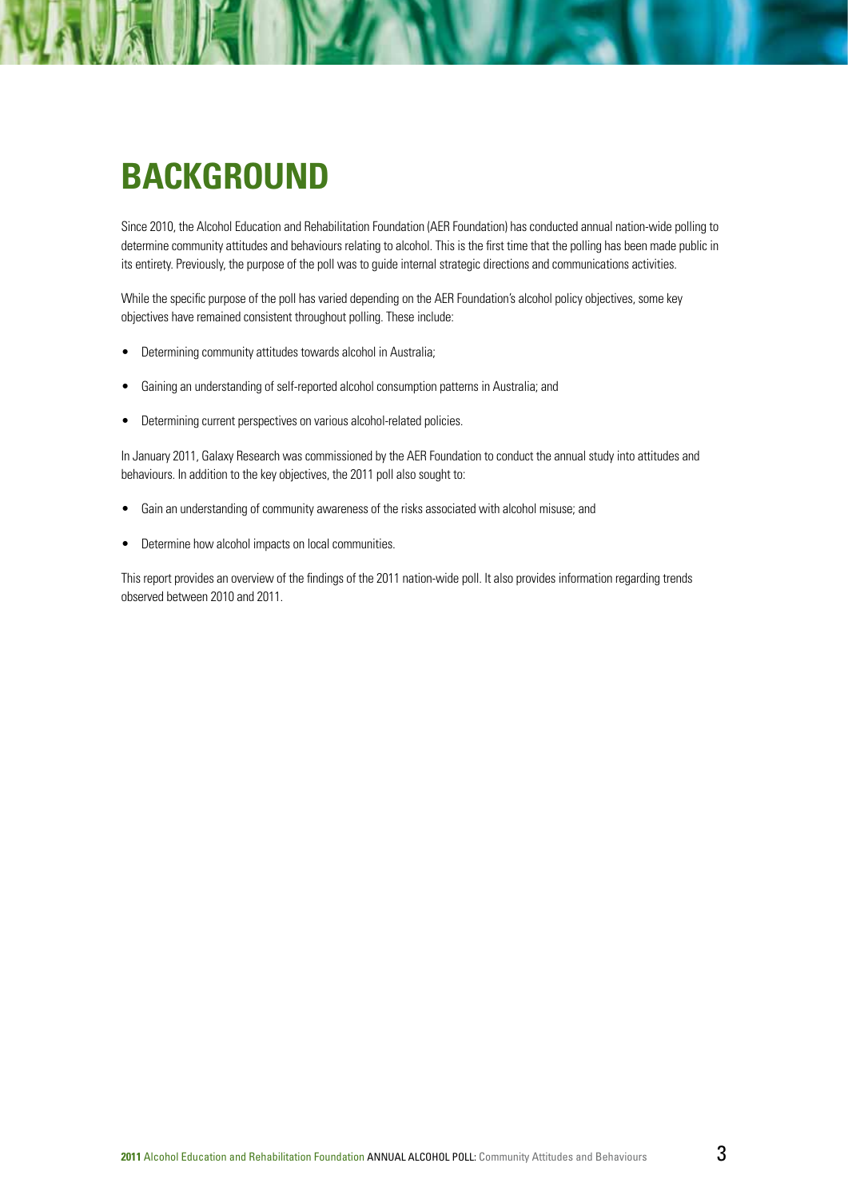# BACKGROUND

Since 2010, the Alcohol Education and Rehabilitation Foundation (AER Foundation) has conducted annual nation-wide polling to determine community attitudes and behaviours relating to alcohol. This is the first time that the polling has been made public in its entirety. Previously, the purpose of the poll was to guide internal strategic directions and communications activities.

While the specific purpose of the poll has varied depending on the AER Foundation's alcohol policy objectives, some key objectives have remained consistent throughout polling. These include:

- Determining community attitudes towards alcohol in Australia;
- Gaining an understanding of self-reported alcohol consumption patterns in Australia; and
- Determining current perspectives on various alcohol-related policies.

In January 2011, Galaxy Research was commissioned by the AER Foundation to conduct the annual study into attitudes and behaviours. In addition to the key objectives, the 2011 poll also sought to:

- Gain an understanding of community awareness of the risks associated with alcohol misuse; and
- Determine how alcohol impacts on local communities.

This report provides an overview of the findings of the 2011 nation-wide poll. It also provides information regarding trends observed between 2010 and 2011.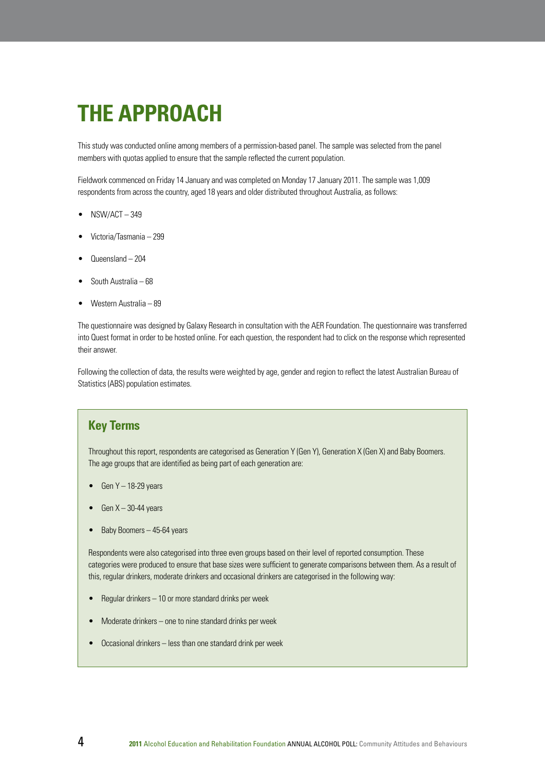# THE APPROACH

This study was conducted online among members of a permission-based panel. The sample was selected from the panel members with quotas applied to ensure that the sample reflected the current population.

Fieldwork commenced on Friday 14 January and was completed on Monday 17 January 2011. The sample was 1,009 respondents from across the country, aged 18 years and older distributed throughout Australia, as follows:

- NSW/ACT – 349
- Victoria/Tasmania – 299
- Queensland – 204
- South Australia – 68
- Western Australia – 89

The questionnaire was designed by Galaxy Research in consultation with the AER Foundation. The questionnaire was transferred into Quest format in order to be hosted online. For each question, the respondent had to click on the response which represented their answer.

Following the collection of data, the results were weighted by age, gender and region to reflect the latest Australian Bureau of Statistics (ABS) population estimates.

## Key Terms

Throughout this report, respondents are categorised as Generation Y (Gen Y), Generation X (Gen X) and Baby Boomers. The age groups that are identified as being part of each generation are:

- Gen Y – 18-29 years
- Gen X – 30-44 years
- Baby Boomers – 45-64 years

Respondents were also categorised into three even groups based on their level of reported consumption. These categories were produced to ensure that base sizes were sufficient to generate comparisons between them. As a result of this, regular drinkers, moderate drinkers and occasional drinkers are categorised in the following way:

- Regular drinkers – 10 or more standard drinks per week
- Moderate drinkers – one to nine standard drinks per week
- Occasional drinkers – less than one standard drink per week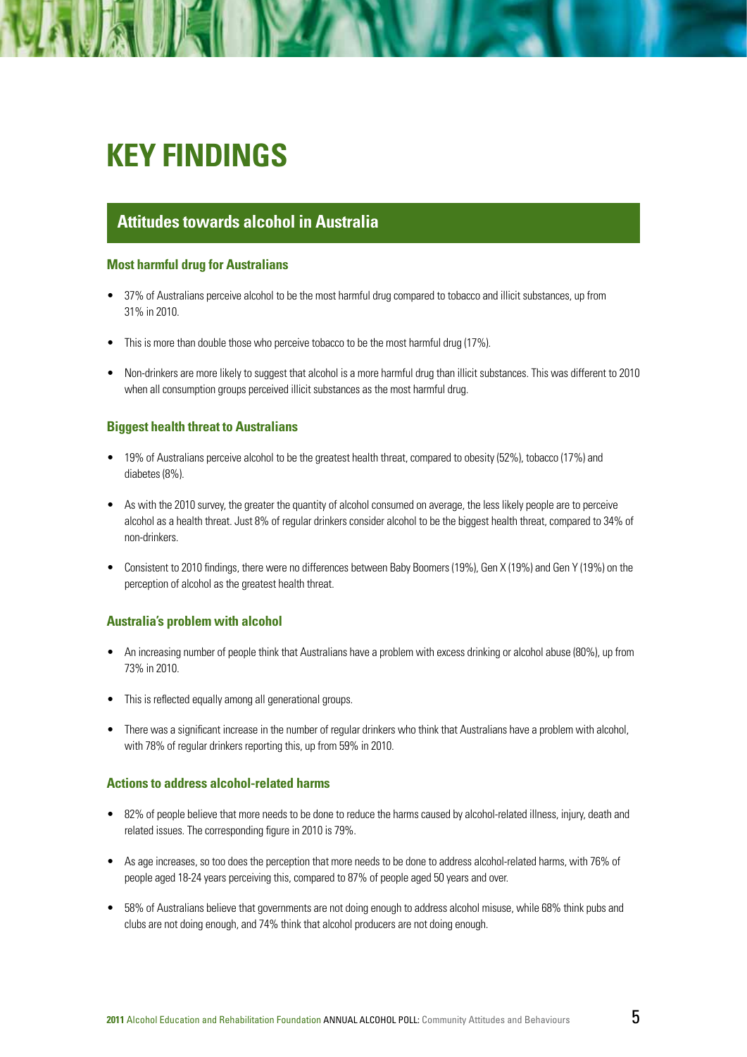# KEY FINDINGS

## Attitudes towards alcohol in Australia

### Most harmful drug for Australians

- 37% of Australians perceive alcohol to be the most harmful drug compared to tobacco and illicit substances, up from 31% in 2010.
- This is more than double those who perceive tobacco to be the most harmful drug (17%).
- Non-drinkers are more likely to suggest that alcohol is a more harmful drug than illicit substances. This was different to 2010 when all consumption groups perceived illicit substances as the most harmful drug.

### Biggest health threat to Australians

- 19% of Australians perceive alcohol to be the greatest health threat, compared to obesity (52%), tobacco (17%) and diabetes (8%).
- As with the 2010 survey, the greater the quantity of alcohol consumed on average, the less likely people are to perceive alcohol as a health threat. Just 8% of regular drinkers consider alcohol to be the biggest health threat, compared to 34% of non-drinkers.
- Consistent to 2010 findings, there were no differences between Baby Boomers (19%), Gen X (19%) and Gen Y (19%) on the perception of alcohol as the greatest health threat.

### Australia's problem with alcohol

- An increasing number of people think that Australians have a problem with excess drinking or alcohol abuse (80%), up from 73% in 2010.
- This is reflected equally among all generational groups.
- There was a significant increase in the number of regular drinkers who think that Australians have a problem with alcohol, with 78% of regular drinkers reporting this, up from 59% in 2010.

### Actions to address alcohol-related harms

- 82% of people believe that more needs to be done to reduce the harms caused by alcohol-related illness, injury, death and related issues. The corresponding figure in 2010 is 79%.
- As age increases, so too does the perception that more needs to be done to address alcohol-related harms, with 76% of people aged 18-24 years perceiving this, compared to 87% of people aged 50 years and over.
- 58% of Australians believe that governments are not doing enough to address alcohol misuse, while 68% think pubs and clubs are not doing enough, and 74% think that alcohol producers are not doing enough.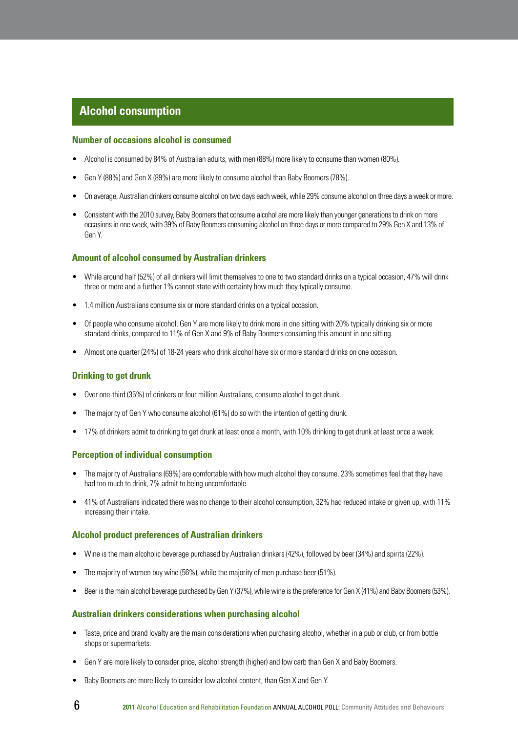## Alcohol consumption

### Number of occasions alcohol is consumed

- Alcohol is consumed by 84% of Australian adults, with men (88%) more likely to consume than women (80%).
- Gen Y (88%) and Gen X (89%) are more likely to consume alcohol than Baby Boomers (78%).
- On average, Australian drinkers consume alcohol on two days each week, while 29% consume alcohol on three days a week or more.
- Consistent with the 2010 survey, Baby Boomers that consume alcohol are more likely than younger generations to drink on more occasions in one week, with 39% of Baby Boomers consuming alcohol on three days or more compared to 29% Gen X and 13% of Gen Y.

### Amount of alcohol consumed by Australian drinkers

- While around half (52%) of all drinkers will limit themselves to one to two standard drinks on a typical occasion, 47% will drink three or more and a further 1% cannot state with certainty how much they typically consume.
- 1.4 million Australians consume six or more standard drinks on a typical occasion.
- Of people who consume alcohol, Gen Y are more likely to drink more in one sitting with 20% typically drinking six or more standard drinks, compared to 11% of Gen X and 9% of Baby Boomers consuming this amount in one sitting.
- Almost one quarter (24%) of 18-24 years who drink alcohol have six or more standard drinks on one occasion.

### Drinking to get drunk

- Over one-third (35%) of drinkers or four million Australians, consume alcohol to get drunk.
- The majority of Gen Y who consume alcohol (61%) do so with the intention of getting drunk.
- 17% of drinkers admit to drinking to get drunk at least once a month, with 10% drinking to get drunk at least once a week.

### Perception of individual consumption

- The majority of Australians (69%) are comfortable with how much alcohol they consume. 23% sometimes feel that they have had too much to drink, 7% admit to being uncomfortable.
- 41% of Australians indicated there was no change to their alcohol consumption, 32% had reduced intake or given up, with 11% increasing their intake.

### Alcohol product preferences of Australian drinkers

- Wine is the main alcoholic beverage purchased by Australian drinkers (42%), followed by beer (34%) and spirits (22%).
- The majority of women buy wine (56%), while the majority of men purchase beer (51%).
- Beer is the main alcohol beverage purchased by Gen Y (37%), while wine is the preference for Gen X (41%) and Baby Boomers (53%).

### Australian drinkers considerations when purchasing alcohol

- Taste, price and brand loyalty are the main considerations when purchasing alcohol, whether in a pub or club, or from bottle shops or supermarkets.
- Gen Y are more likely to consider price, alcohol strength (higher) and low carb than Gen X and Baby Boomers.
- Baby Boomers are more likely to consider low alcohol content, than Gen X and Gen Y.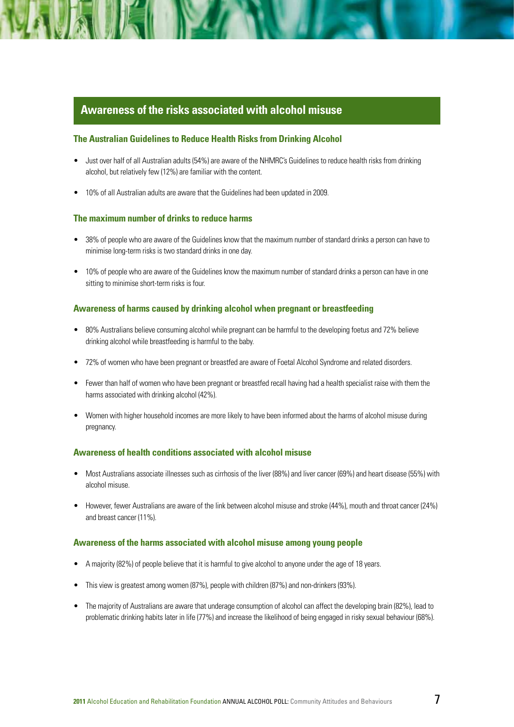## Awareness of the risks associated with alcohol misuse

### The Australian Guidelines to Reduce Health Risks from Drinking Alcohol

- Just over half of all Australian adults (54%) are aware of the NHMRC's Guidelines to reduce health risks from drinking alcohol, but relatively few (12%) are familiar with the content.
- 10% of all Australian adults are aware that the Guidelines had been updated in 2009.

### The maximum number of drinks to reduce harms

- 38% of people who are aware of the Guidelines know that the maximum number of standard drinks a person can have to minimise long-term risks is two standard drinks in one day.
- 10% of people who are aware of the Guidelines know the maximum number of standard drinks a person can have in one sitting to minimise short-term risks is four.

### Awareness of harms caused by drinking alcohol when pregnant or breastfeeding

- 80% Australians believe consuming alcohol while pregnant can be harmful to the developing foetus and 72% believe drinking alcohol while breastfeeding is harmful to the baby.
- 72% of women who have been pregnant or breastfed are aware of Foetal Alcohol Syndrome and related disorders.
- Fewer than half of women who have been pregnant or breastfed recall having had a health specialist raise with them the harms associated with drinking alcohol (42%).
- Women with higher household incomes are more likely to have been informed about the harms of alcohol misuse during pregnancy.

### Awareness of health conditions associated with alcohol misuse

- Most Australians associate illnesses such as cirrhosis of the liver (88%) and liver cancer (69%) and heart disease (55%) with alcohol misuse.
- However, fewer Australians are aware of the link between alcohol misuse and stroke (44%), mouth and throat cancer (24%) and breast cancer (11%).

### Awareness of the harms associated with alcohol misuse among young people

- A majority (82%) of people believe that it is harmful to give alcohol to anyone under the age of 18 years.
- This view is greatest among women (87%), people with children (87%) and non-drinkers (93%).
- The majority of Australians are aware that underage consumption of alcohol can affect the developing brain (82%), lead to problematic drinking habits later in life (77%) and increase the likelihood of being engaged in risky sexual behaviour (68%).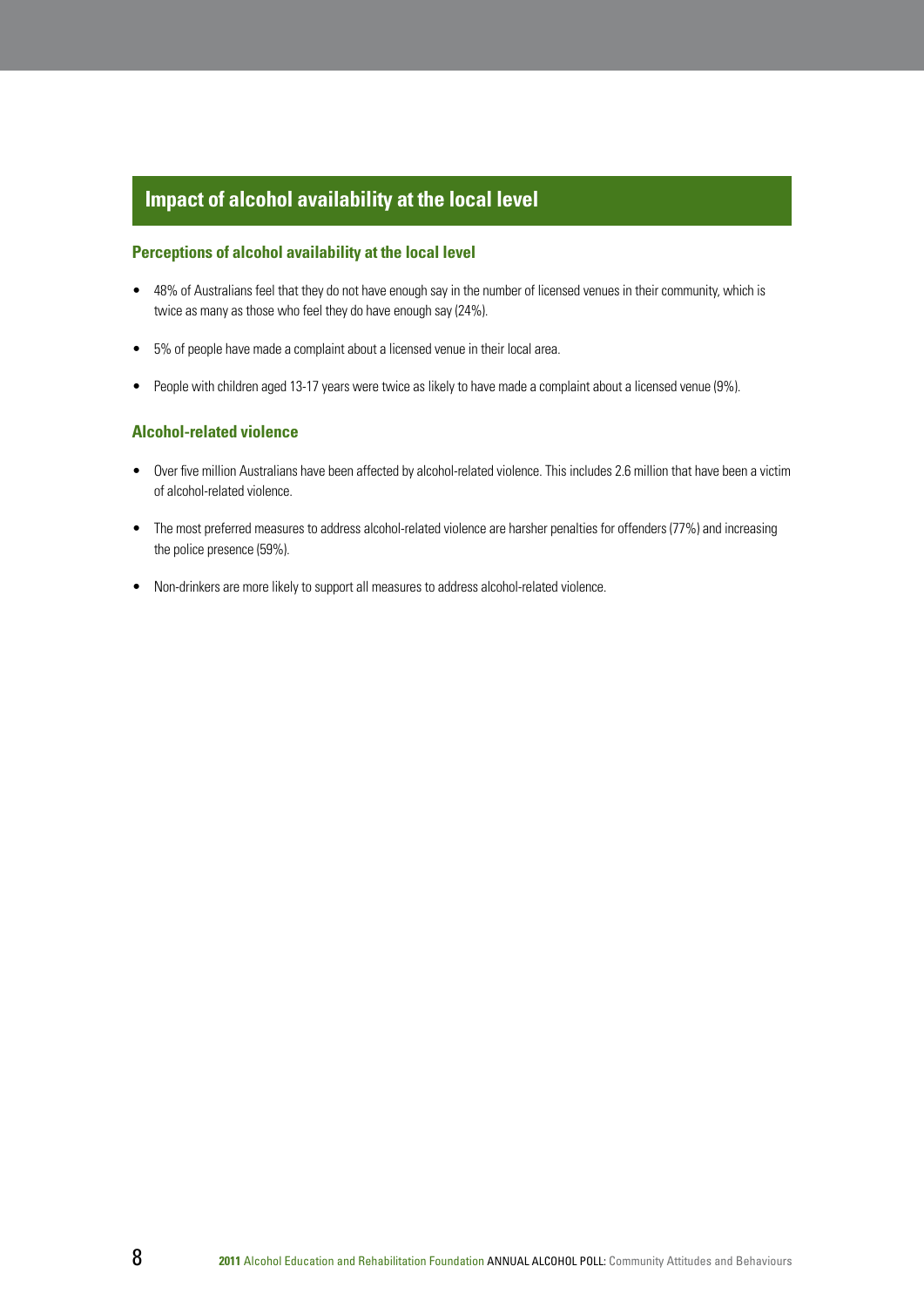## Impact of alcohol availability at the local level

### Perceptions of alcohol availability at the local level

- 48% of Australians feel that they do not have enough say in the number of licensed venues in their community, which is twice as many as those who feel they do have enough say (24%).
- 5% of people have made a complaint about a licensed venue in their local area.
- People with children aged 13-17 years were twice as likely to have made a complaint about a licensed venue (9%).

### Alcohol-related violence

- Over five million Australians have been affected by alcohol-related violence. This includes 2.6 million that have been a victim of alcohol-related violence.
- The most preferred measures to address alcohol-related violence are harsher penalties for offenders (77%) and increasing the police presence (59%).
- Non-drinkers are more likely to support all measures to address alcohol-related violence.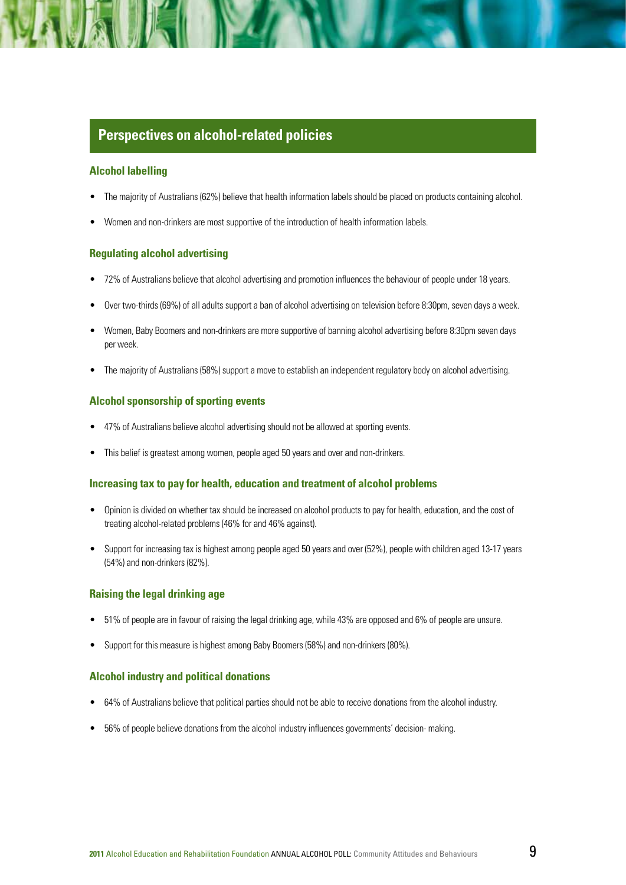## Perspectives on alcohol-related policies

### Alcohol labelling

- The majority of Australians (62%) believe that health information labels should be placed on products containing alcohol.
- Women and non-drinkers are most supportive of the introduction of health information labels.

### Regulating alcohol advertising

- 72% of Australians believe that alcohol advertising and promotion influences the behaviour of people under 18 years.
- Over two-thirds (69%) of all adults support a ban of alcohol advertising on television before 8:30pm, seven days a week.
- Women, Baby Boomers and non-drinkers are more supportive of banning alcohol advertising before 8:30pm seven days per week.
- The majority of Australians (58%) support a move to establish an independent regulatory body on alcohol advertising.

### Alcohol sponsorship of sporting events

- 47% of Australians believe alcohol advertising should not be allowed at sporting events.
- This belief is greatest among women, people aged 50 years and over and non-drinkers.

### Increasing tax to pay for health, education and treatment of alcohol problems

- Opinion is divided on whether tax should be increased on alcohol products to pay for health, education, and the cost of treating alcohol-related problems (46% for and 46% against).
- Support for increasing tax is highest among people aged 50 years and over (52%), people with children aged 13-17 years (54%) and non-drinkers (82%).

### Raising the legal drinking age

- 51% of people are in favour of raising the legal drinking age, while 43% are opposed and 6% of people are unsure.
- Support for this measure is highest among Baby Boomers (58%) and non-drinkers (80%).

### Alcohol industry and political donations

- 64% of Australians believe that political parties should not be able to receive donations from the alcohol industry.
- 56% of people believe donations from the alcohol industry influences governments' decision- making.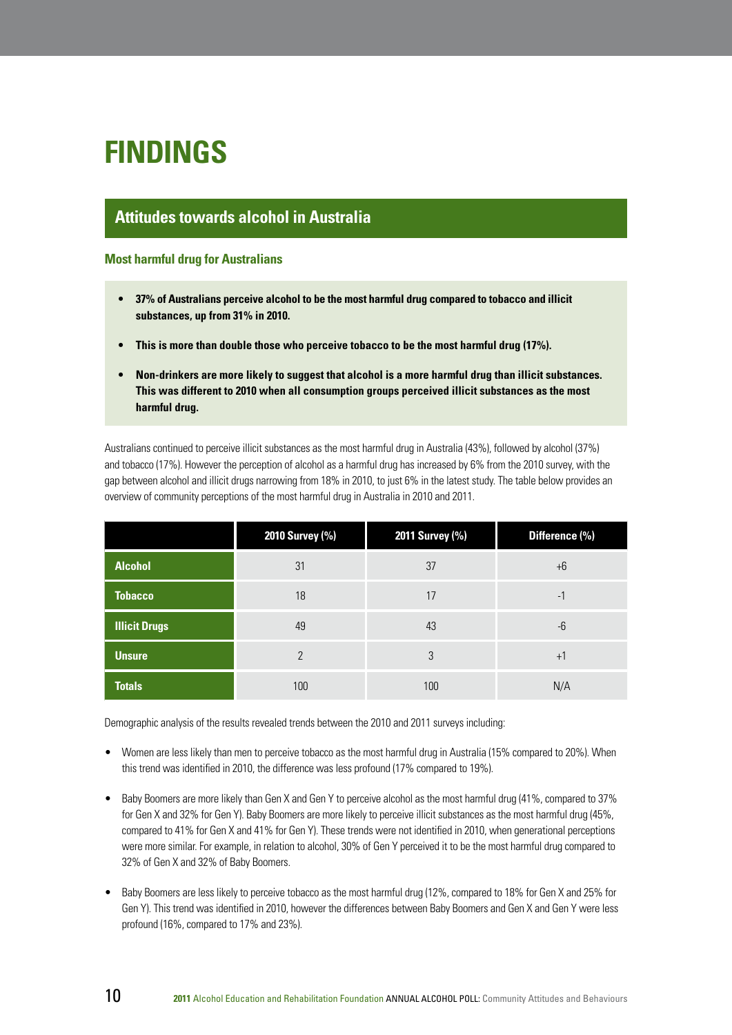# FINDINGS

## Attitudes towards alcohol in Australia

### Most harmful drug for Australians

- **37% of Australians perceive alcohol to be the most harmful drug compared to tobacco and illicit substances, up from 31% in 2010.**
- **This is more than double those who perceive tobacco to be the most harmful drug (17%).**
- **Non-drinkers are more likely to suggest that alcohol is a more harmful drug than illicit substances. This was different to 2010 when all consumption groups perceived illicit substances as the most harmful drug.**

Australians continued to perceive illicit substances as the most harmful drug in Australia (43%), followed by alcohol (37%) and tobacco (17%). However the perception of alcohol as a harmful drug has increased by 6% from the 2010 survey, with the gap between alcohol and illicit drugs narrowing from 18% in 2010, to just 6% in the latest study. The table below provides an overview of community perceptions of the most harmful drug in Australia in 2010 and 2011.

| | 2010 Survey (%) | 2011 Survey (%) | Difference (%) |
|---|---|---|---|
| **Alcohol** | 31 | 37 | +6 |
| **Tobacco** | 18 | 17 | -1 |
| **Illicit Drugs** | 49 | 43 | -6 |
| **Unsure** | 2 | 3 | +1 |
| **Totals** | 100 | 100 | N/A |

Demographic analysis of the results revealed trends between the 2010 and 2011 surveys including:

- Women are less likely than men to perceive tobacco as the most harmful drug in Australia (15% compared to 20%). When this trend was identified in 2010, the difference was less profound (17% compared to 19%).
- Baby Boomers are more likely than Gen X and Gen Y to perceive alcohol as the most harmful drug (41%, compared to 37% for Gen X and 32% for Gen Y). Baby Boomers are more likely to perceive illicit substances as the most harmful drug (45%, compared to 41% for Gen X and 41% for Gen Y). These trends were not identified in 2010, when generational perceptions were more similar. For example, in relation to alcohol, 30% of Gen Y perceived it to be the most harmful drug compared to 32% of Gen X and 32% of Baby Boomers.
- Baby Boomers are less likely to perceive tobacco as the most harmful drug (12%, compared to 18% for Gen X and 25% for Gen Y). This trend was identified in 2010, however the differences between Baby Boomers and Gen X and Gen Y were less profound (16%, compared to 17% and 23%).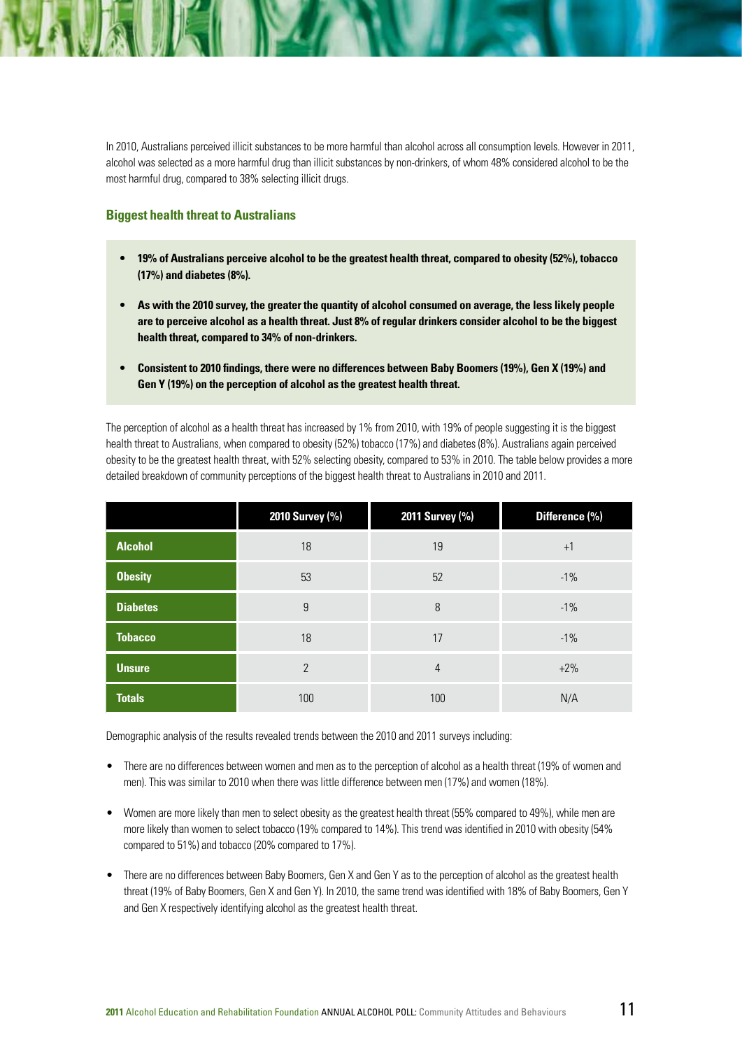In 2010, Australians perceived illicit substances to be more harmful than alcohol across all consumption levels. However in 2011, alcohol was selected as a more harmful drug than illicit substances by non-drinkers, of whom 48% considered alcohol to be the most harmful drug, compared to 38% selecting illicit drugs.

### Biggest health threat to Australians

- **19% of Australians perceive alcohol to be the greatest health threat, compared to obesity (52%), tobacco (17%) and diabetes (8%).**
- **As with the 2010 survey, the greater the quantity of alcohol consumed on average, the less likely people are to perceive alcohol as a health threat. Just 8% of regular drinkers consider alcohol to be the biggest health threat, compared to 34% of non-drinkers.**
- **Consistent to 2010 findings, there were no differences between Baby Boomers (19%), Gen X (19%) and Gen Y (19%) on the perception of alcohol as the greatest health threat.**

The perception of alcohol as a health threat has increased by 1% from 2010, with 19% of people suggesting it is the biggest health threat to Australians, when compared to obesity (52%) tobacco (17%) and diabetes (8%). Australians again perceived obesity to be the greatest health threat, with 52% selecting obesity, compared to 53% in 2010. The table below provides a more detailed breakdown of community perceptions of the biggest health threat to Australians in 2010 and 2011.

| | 2010 Survey (%) | 2011 Survey (%) | Difference (%) |
|---|---|---|---|
| **Alcohol** | 18 | 19 | +1 |
| **Obesity** | 53 | 52 | -1% |
| **Diabetes** | 9 | 8 | -1% |
| **Tobacco** | 18 | 17 | -1% |
| **Unsure** | 2 | 4 | +2% |
| **Totals** | 100 | 100 | N/A |

Demographic analysis of the results revealed trends between the 2010 and 2011 surveys including:

- There are no differences between women and men as to the perception of alcohol as a health threat (19% of women and men). This was similar to 2010 when there was little difference between men (17%) and women (18%).
- Women are more likely than men to select obesity as the greatest health threat (55% compared to 49%), while men are more likely than women to select tobacco (19% compared to 14%). This trend was identified in 2010 with obesity (54% compared to 51%) and tobacco (20% compared to 17%).
- There are no differences between Baby Boomers, Gen X and Gen Y as to the perception of alcohol as the greatest health threat (19% of Baby Boomers, Gen X and Gen Y). In 2010, the same trend was identified with 18% of Baby Boomers, Gen Y and Gen X respectively identifying alcohol as the greatest health threat.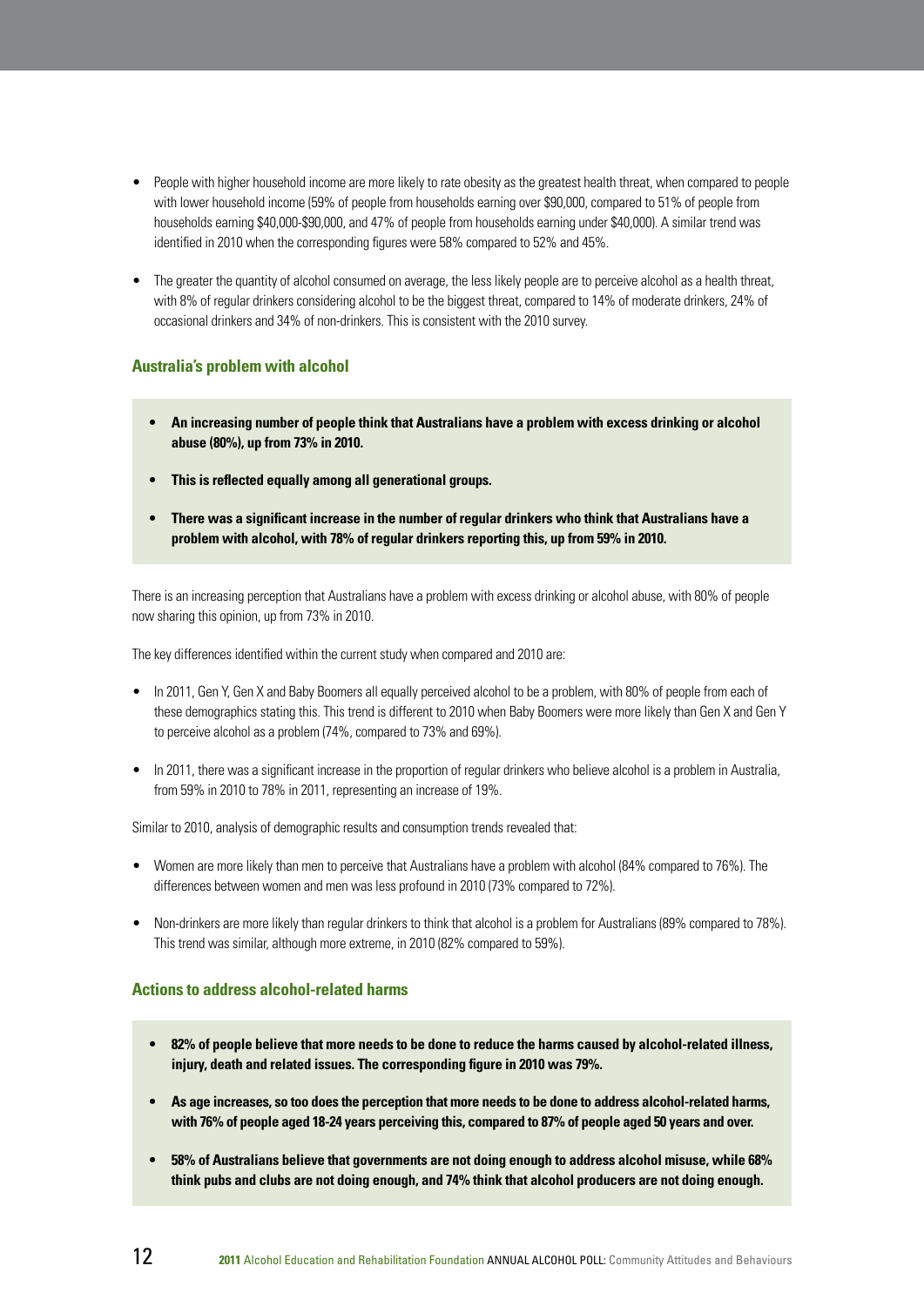- People with higher household income are more likely to rate obesity as the greatest health threat, when compared to people with lower household income (59% of people from households earning over $90,000, compared to 51% of people from households earning $40,000-$90,000, and 47% of people from households earning under $40,000). A similar trend was identified in 2010 when the corresponding figures were 58% compared to 52% and 45%.

- The greater the quantity of alcohol consumed on average, the less likely people are to perceive alcohol as a health threat, with 8% of regular drinkers considering alcohol to be the biggest threat, compared to 14% of moderate drinkers, 24% of occasional drinkers and 34% of non-drinkers. This is consistent with the 2010 survey.

## Australia's problem with alcohol

- **An increasing number of people think that Australians have a problem with excess drinking or alcohol abuse (80%), up from 73% in 2010.**
- **This is reflected equally among all generational groups.**
- **There was a significant increase in the number of regular drinkers who think that Australians have a problem with alcohol, with 78% of regular drinkers reporting this, up from 59% in 2010.**

There is an increasing perception that Australians have a problem with excess drinking or alcohol abuse, with 80% of people now sharing this opinion, up from 73% in 2010.

The key differences identified within the current study when compared and 2010 are:

- In 2011, Gen Y, Gen X and Baby Boomers all equally perceived alcohol to be a problem, with 80% of people from each of these demographics stating this. This trend is different to 2010 when Baby Boomers were more likely than Gen X and Gen Y to perceive alcohol as a problem (74%, compared to 73% and 69%).

- In 2011, there was a significant increase in the proportion of regular drinkers who believe alcohol is a problem in Australia, from 59% in 2010 to 78% in 2011, representing an increase of 19%.

Similar to 2010, analysis of demographic results and consumption trends revealed that:

- Women are more likely than men to perceive that Australians have a problem with alcohol (84% compared to 76%). The differences between women and men was less profound in 2010 (73% compared to 72%).

- Non-drinkers are more likely than regular drinkers to think that alcohol is a problem for Australians (89% compared to 78%). This trend was similar, although more extreme, in 2010 (82% compared to 59%).

## Actions to address alcohol-related harms

- **82% of people believe that more needs to be done to reduce the harms caused by alcohol-related illness, injury, death and related issues. The corresponding figure in 2010 was 79%.**
- **As age increases, so too does the perception that more needs to be done to address alcohol-related harms, with 76% of people aged 18-24 years perceiving this, compared to 87% of people aged 50 years and over.**
- **58% of Australians believe that governments are not doing enough to address alcohol misuse, while 68% think pubs and clubs are not doing enough, and 74% think that alcohol producers are not doing enough.**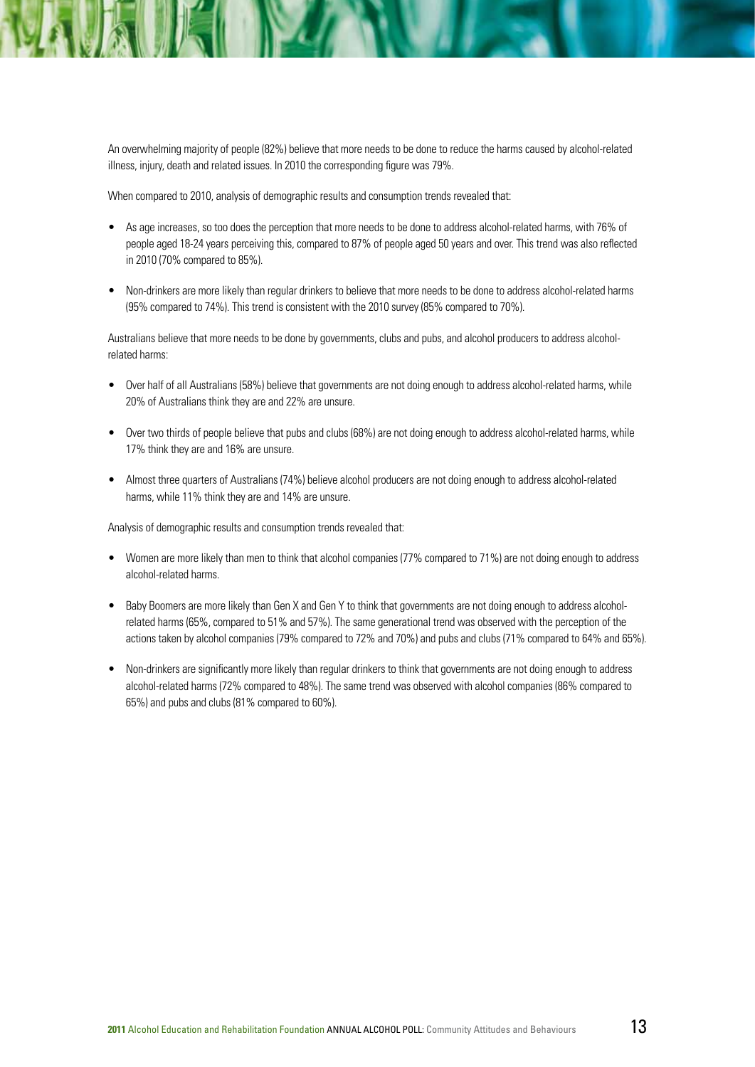An overwhelming majority of people (82%) believe that more needs to be done to reduce the harms caused by alcohol-related illness, injury, death and related issues. In 2010 the corresponding figure was 79%.

When compared to 2010, analysis of demographic results and consumption trends revealed that:

- As age increases, so too does the perception that more needs to be done to address alcohol-related harms, with 76% of people aged 18-24 years perceiving this, compared to 87% of people aged 50 years and over. This trend was also reflected in 2010 (70% compared to 85%).
- Non-drinkers are more likely than regular drinkers to believe that more needs to be done to address alcohol-related harms (95% compared to 74%). This trend is consistent with the 2010 survey (85% compared to 70%).

Australians believe that more needs to be done by governments, clubs and pubs, and alcohol producers to address alcohol-related harms:

- Over half of all Australians (58%) believe that governments are not doing enough to address alcohol-related harms, while 20% of Australians think they are and 22% are unsure.
- Over two thirds of people believe that pubs and clubs (68%) are not doing enough to address alcohol-related harms, while 17% think they are and 16% are unsure.
- Almost three quarters of Australians (74%) believe alcohol producers are not doing enough to address alcohol-related harms, while 11% think they are and 14% are unsure.

Analysis of demographic results and consumption trends revealed that:

- Women are more likely than men to think that alcohol companies (77% compared to 71%) are not doing enough to address alcohol-related harms.
- Baby Boomers are more likely than Gen X and Gen Y to think that governments are not doing enough to address alcohol-related harms (65%, compared to 51% and 57%). The same generational trend was observed with the perception of the actions taken by alcohol companies (79% compared to 72% and 70%) and pubs and clubs (71% compared to 64% and 65%).
- Non-drinkers are significantly more likely than regular drinkers to think that governments are not doing enough to address alcohol-related harms (72% compared to 48%). The same trend was observed with alcohol companies (86% compared to 65%) and pubs and clubs (81% compared to 60%).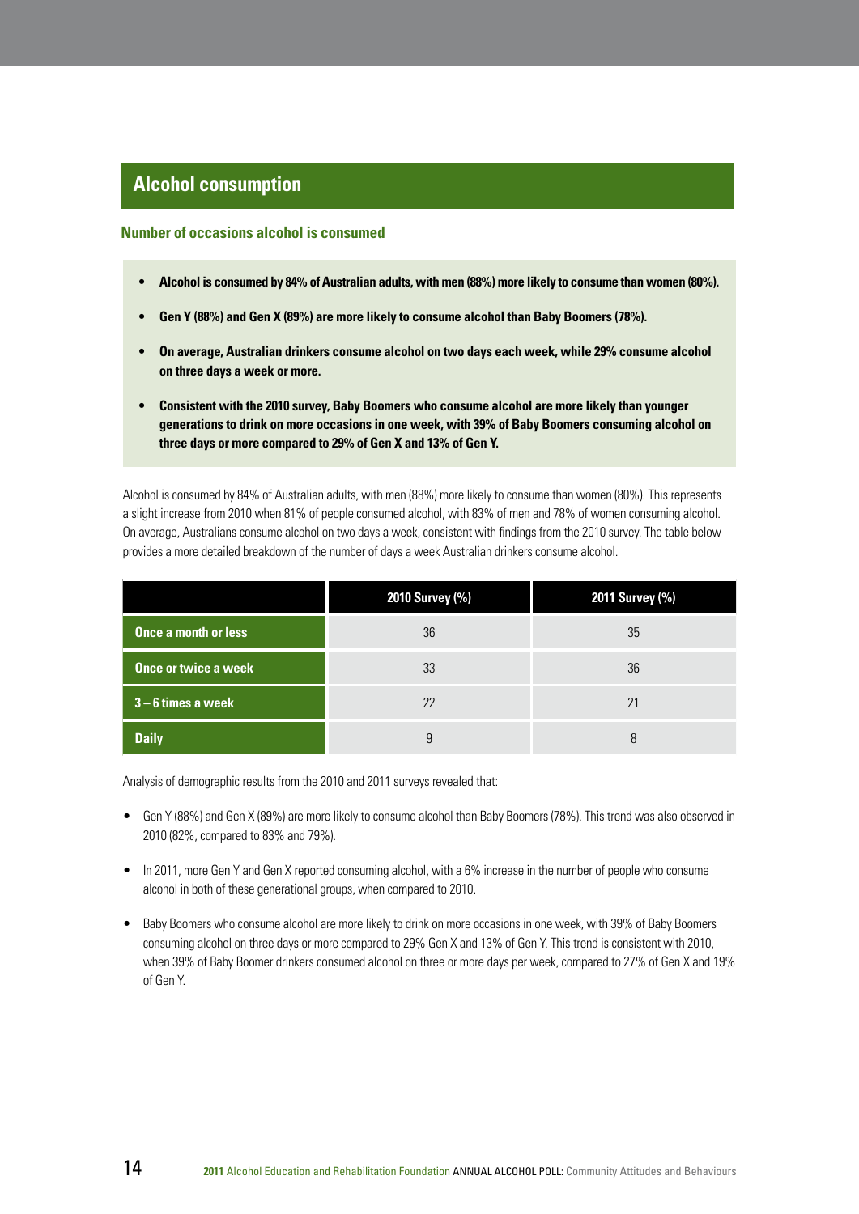## Alcohol consumption

### Number of occasions alcohol is consumed

- **Alcohol is consumed by 84% of Australian adults, with men (88%) more likely to consume than women (80%).**
- **Gen Y (88%) and Gen X (89%) are more likely to consume alcohol than Baby Boomers (78%).**
- **On average, Australian drinkers consume alcohol on two days each week, while 29% consume alcohol on three days a week or more.**
- **Consistent with the 2010 survey, Baby Boomers who consume alcohol are more likely than younger generations to drink on more occasions in one week, with 39% of Baby Boomers consuming alcohol on three days or more compared to 29% of Gen X and 13% of Gen Y.**

Alcohol is consumed by 84% of Australian adults, with men (88%) more likely to consume than women (80%). This represents a slight increase from 2010 when 81% of people consumed alcohol, with 83% of men and 78% of women consuming alcohol. On average, Australians consume alcohol on two days a week, consistent with findings from the 2010 survey. The table below provides a more detailed breakdown of the number of days a week Australian drinkers consume alcohol.

| | 2010 Survey (%) | 2011 Survey (%) |
|---|---|---|
| Once a month or less | 36 | 35 |
| Once or twice a week | 33 | 36 |
| 3 – 6 times a week | 22 | 21 |
| Daily | 9 | 8 |

Analysis of demographic results from the 2010 and 2011 surveys revealed that:

- Gen Y (88%) and Gen X (89%) are more likely to consume alcohol than Baby Boomers (78%). This trend was also observed in 2010 (82%, compared to 83% and 79%).
- In 2011, more Gen Y and Gen X reported consuming alcohol, with a 6% increase in the number of people who consume alcohol in both of these generational groups, when compared to 2010.
- Baby Boomers who consume alcohol are more likely to drink on more occasions in one week, with 39% of Baby Boomers consuming alcohol on three days or more compared to 29% Gen X and 13% of Gen Y. This trend is consistent with 2010, when 39% of Baby Boomer drinkers consumed alcohol on three or more days per week, compared to 27% of Gen X and 19% of Gen Y.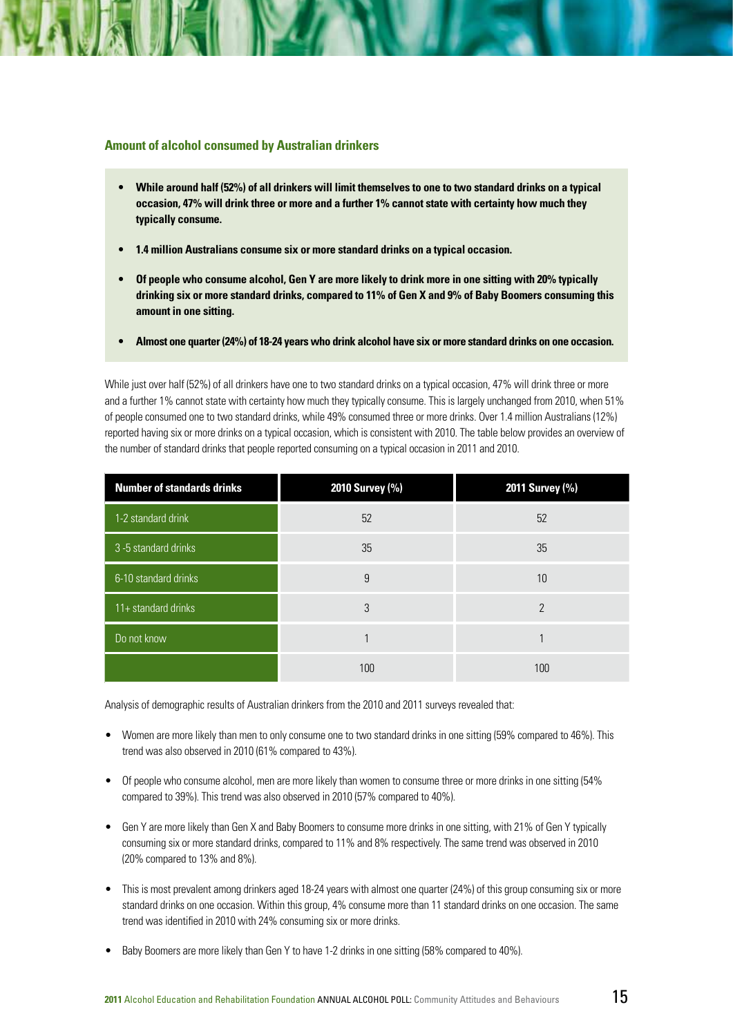## Amount of alcohol consumed by Australian drinkers

- **While around half (52%) of all drinkers will limit themselves to one to two standard drinks on a typical occasion, 47% will drink three or more and a further 1% cannot state with certainty how much they typically consume.**
- **1.4 million Australians consume six or more standard drinks on a typical occasion.**
- **Of people who consume alcohol, Gen Y are more likely to drink more in one sitting with 20% typically drinking six or more standard drinks, compared to 11% of Gen X and 9% of Baby Boomers consuming this amount in one sitting.**
- **Almost one quarter (24%) of 18-24 years who drink alcohol have six or more standard drinks on one occasion.**

While just over half (52%) of all drinkers have one to two standard drinks on a typical occasion, 47% will drink three or more and a further 1% cannot state with certainty how much they typically consume. This is largely unchanged from 2010, when 51% of people consumed one to two standard drinks, while 49% consumed three or more drinks. Over 1.4 million Australians (12%) reported having six or more drinks on a typical occasion, which is consistent with 2010. The table below provides an overview of the number of standard drinks that people reported consuming on a typical occasion in 2011 and 2010.

| Number of standards drinks | 2010 Survey (%) | 2011 Survey (%) |
|---|---|---|
| 1-2 standard drink | 52 | 52 |
| 3 -5 standard drinks | 35 | 35 |
| 6-10 standard drinks | 9 | 10 |
| 11+ standard drinks | 3 | 2 |
| Do not know | 1 | 1 |
| | 100 | 100 |

Analysis of demographic results of Australian drinkers from the 2010 and 2011 surveys revealed that:

- Women are more likely than men to only consume one to two standard drinks in one sitting (59% compared to 46%). This trend was also observed in 2010 (61% compared to 43%).
- Of people who consume alcohol, men are more likely than women to consume three or more drinks in one sitting (54% compared to 39%). This trend was also observed in 2010 (57% compared to 40%).
- Gen Y are more likely than Gen X and Baby Boomers to consume more drinks in one sitting, with 21% of Gen Y typically consuming six or more standard drinks, compared to 11% and 8% respectively. The same trend was observed in 2010 (20% compared to 13% and 8%).
- This is most prevalent among drinkers aged 18-24 years with almost one quarter (24%) of this group consuming six or more standard drinks on one occasion. Within this group, 4% consume more than 11 standard drinks on one occasion. The same trend was identified in 2010 with 24% consuming six or more drinks.
- Baby Boomers are more likely than Gen Y to have 1-2 drinks in one sitting (58% compared to 40%).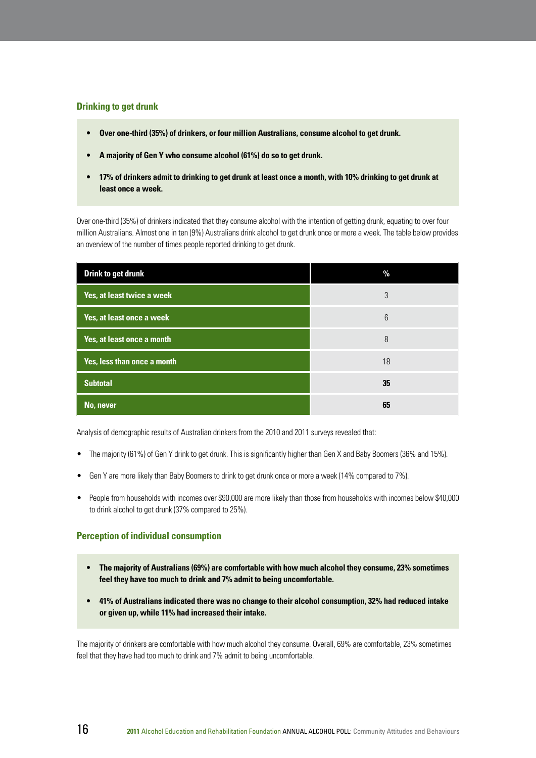## Drinking to get drunk

- **Over one-third (35%) of drinkers, or four million Australians, consume alcohol to get drunk.**
- **A majority of Gen Y who consume alcohol (61%) do so to get drunk.**
- **17% of drinkers admit to drinking to get drunk at least once a month, with 10% drinking to get drunk at least once a week.**

Over one-third (35%) of drinkers indicated that they consume alcohol with the intention of getting drunk, equating to over four million Australians. Almost one in ten (9%) Australians drink alcohol to get drunk once or more a week. The table below provides an overview of the number of times people reported drinking to get drunk.

| Drink to get drunk | % |
|---|---|
| Yes, at least twice a week | 3 |
| Yes, at least once a week | 6 |
| Yes, at least once a month | 8 |
| Yes, less than once a month | 18 |
| **Subtotal** | **35** |
| **No, never** | **65** |

Analysis of demographic results of Australian drinkers from the 2010 and 2011 surveys revealed that:

- The majority (61%) of Gen Y drink to get drunk. This is significantly higher than Gen X and Baby Boomers (36% and 15%).
- Gen Y are more likely than Baby Boomers to drink to get drunk once or more a week (14% compared to 7%).
- People from households with incomes over $90,000 are more likely than those from households with incomes below $40,000 to drink alcohol to get drunk (37% compared to 25%).

## Perception of individual consumption

- **The majority of Australians (69%) are comfortable with how much alcohol they consume, 23% sometimes feel they have too much to drink and 7% admit to being uncomfortable.**
- **41% of Australians indicated there was no change to their alcohol consumption, 32% had reduced intake or given up, while 11% had increased their intake.**

The majority of drinkers are comfortable with how much alcohol they consume. Overall, 69% are comfortable, 23% sometimes feel that they have had too much to drink and 7% admit to being uncomfortable.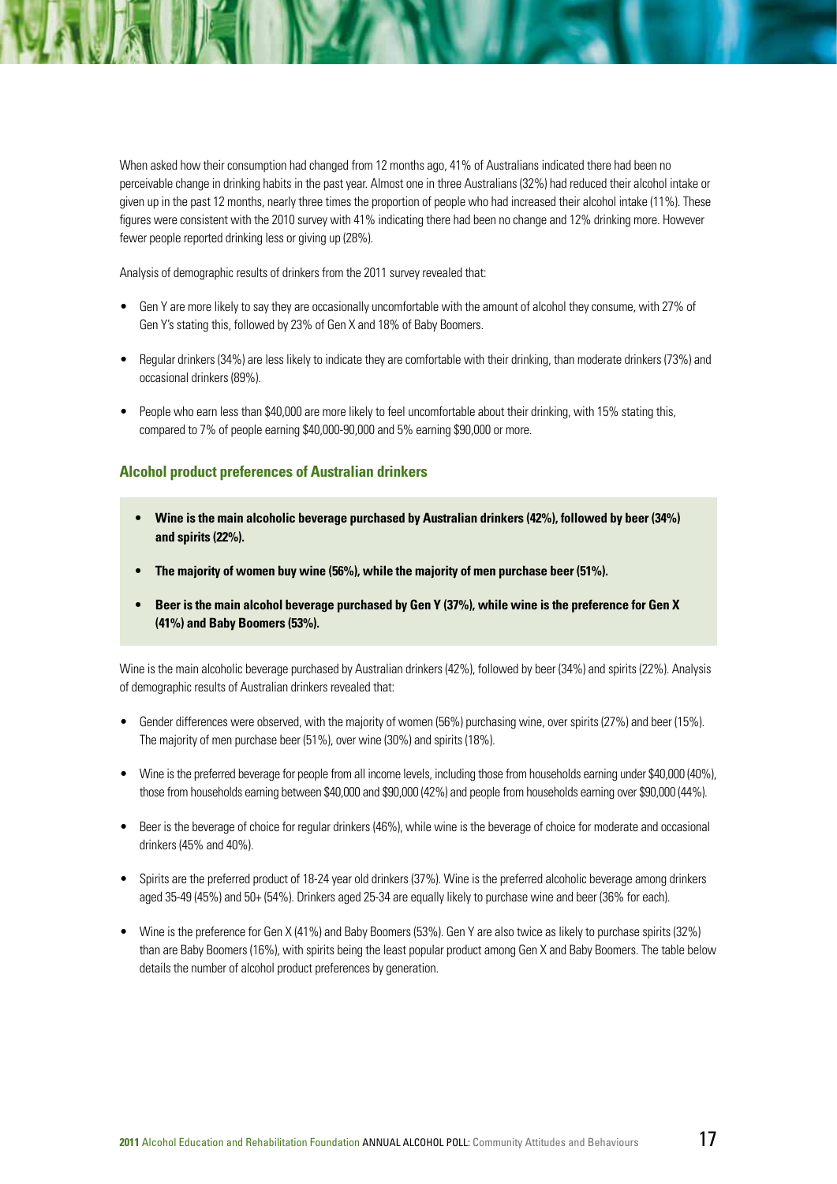When asked how their consumption had changed from 12 months ago, 41% of Australians indicated there had been no perceivable change in drinking habits in the past year. Almost one in three Australians (32%) had reduced their alcohol intake or given up in the past 12 months, nearly three times the proportion of people who had increased their alcohol intake (11%). These figures were consistent with the 2010 survey with 41% indicating there had been no change and 12% drinking more. However fewer people reported drinking less or giving up (28%).

Analysis of demographic results of drinkers from the 2011 survey revealed that:

- Gen Y are more likely to say they are occasionally uncomfortable with the amount of alcohol they consume, with 27% of Gen Y's stating this, followed by 23% of Gen X and 18% of Baby Boomers.
- Regular drinkers (34%) are less likely to indicate they are comfortable with their drinking, than moderate drinkers (73%) and occasional drinkers (89%).
- People who earn less than $40,000 are more likely to feel uncomfortable about their drinking, with 15% stating this, compared to 7% of people earning $40,000-90,000 and 5% earning $90,000 or more.

### Alcohol product preferences of Australian drinkers

- **Wine is the main alcoholic beverage purchased by Australian drinkers (42%), followed by beer (34%) and spirits (22%).**
- **The majority of women buy wine (56%), while the majority of men purchase beer (51%).**
- **Beer is the main alcohol beverage purchased by Gen Y (37%), while wine is the preference for Gen X (41%) and Baby Boomers (53%).**

Wine is the main alcoholic beverage purchased by Australian drinkers (42%), followed by beer (34%) and spirits (22%). Analysis of demographic results of Australian drinkers revealed that:

- Gender differences were observed, with the majority of women (56%) purchasing wine, over spirits (27%) and beer (15%). The majority of men purchase beer (51%), over wine (30%) and spirits (18%).
- Wine is the preferred beverage for people from all income levels, including those from households earning under $40,000 (40%), those from households earning between $40,000 and $90,000 (42%) and people from households earning over $90,000 (44%).
- Beer is the beverage of choice for regular drinkers (46%), while wine is the beverage of choice for moderate and occasional drinkers (45% and 40%).
- Spirits are the preferred product of 18-24 year old drinkers (37%). Wine is the preferred alcoholic beverage among drinkers aged 35-49 (45%) and 50+ (54%). Drinkers aged 25-34 are equally likely to purchase wine and beer (36% for each).
- Wine is the preference for Gen X (41%) and Baby Boomers (53%). Gen Y are also twice as likely to purchase spirits (32%) than are Baby Boomers (16%), with spirits being the least popular product among Gen X and Baby Boomers. The table below details the number of alcohol product preferences by generation.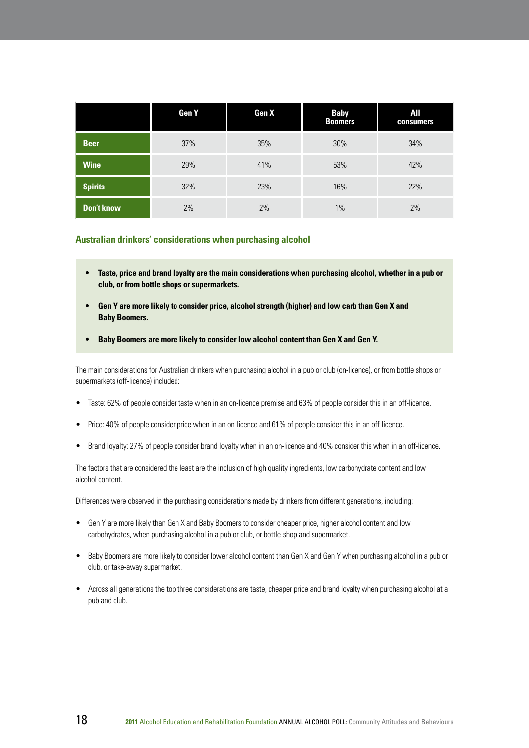| | Gen Y | Gen X | Baby Boomers | All consumers |
|---|---|---|---|---|
| **Beer** | 37% | 35% | 30% | 34% |
| **Wine** | 29% | 41% | 53% | 42% |
| **Spirits** | 32% | 23% | 16% | 22% |
| **Don't know** | 2% | 2% | 1% | 2% |

### Australian drinkers' considerations when purchasing alcohol

- **Taste, price and brand loyalty are the main considerations when purchasing alcohol, whether in a pub or club, or from bottle shops or supermarkets.**
- **Gen Y are more likely to consider price, alcohol strength (higher) and low carb than Gen X and Baby Boomers.**
- **Baby Boomers are more likely to consider low alcohol content than Gen X and Gen Y.**

The main considerations for Australian drinkers when purchasing alcohol in a pub or club (on-licence), or from bottle shops or supermarkets (off-licence) included:

- Taste: 62% of people consider taste when in an on-licence premise and 63% of people consider this in an off-licence.
- Price: 40% of people consider price when in an on-licence and 61% of people consider this in an off-licence.
- Brand loyalty: 27% of people consider brand loyalty when in an on-licence and 40% consider this when in an off-licence.

The factors that are considered the least are the inclusion of high quality ingredients, low carbohydrate content and low alcohol content.

Differences were observed in the purchasing considerations made by drinkers from different generations, including:

- Gen Y are more likely than Gen X and Baby Boomers to consider cheaper price, higher alcohol content and low carbohydrates, when purchasing alcohol in a pub or club, or bottle-shop and supermarket.
- Baby Boomers are more likely to consider lower alcohol content than Gen X and Gen Y when purchasing alcohol in a pub or club, or take-away supermarket.
- Across all generations the top three considerations are taste, cheaper price and brand loyalty when purchasing alcohol at a pub and club.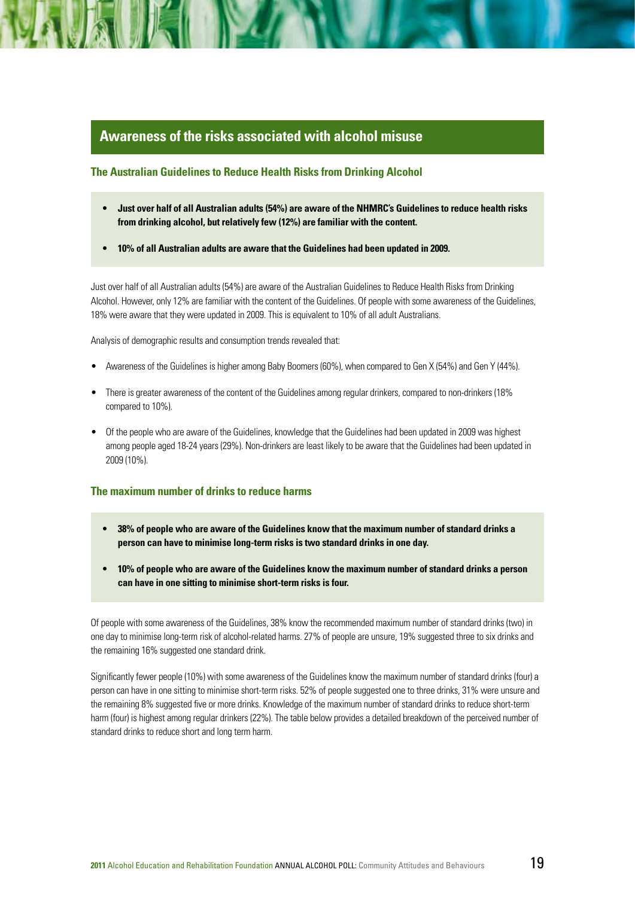## Awareness of the risks associated with alcohol misuse

### The Australian Guidelines to Reduce Health Risks from Drinking Alcohol

- **Just over half of all Australian adults (54%) are aware of the NHMRC's Guidelines to reduce health risks from drinking alcohol, but relatively few (12%) are familiar with the content.**
- **10% of all Australian adults are aware that the Guidelines had been updated in 2009.**

Just over half of all Australian adults (54%) are aware of the Australian Guidelines to Reduce Health Risks from Drinking Alcohol. However, only 12% are familiar with the content of the Guidelines. Of people with some awareness of the Guidelines, 18% were aware that they were updated in 2009. This is equivalent to 10% of all adult Australians.

Analysis of demographic results and consumption trends revealed that:

- Awareness of the Guidelines is higher among Baby Boomers (60%), when compared to Gen X (54%) and Gen Y (44%).
- There is greater awareness of the content of the Guidelines among regular drinkers, compared to non-drinkers (18% compared to 10%).
- Of the people who are aware of the Guidelines, knowledge that the Guidelines had been updated in 2009 was highest among people aged 18-24 years (29%). Non-drinkers are least likely to be aware that the Guidelines had been updated in 2009 (10%).

### The maximum number of drinks to reduce harms

- **38% of people who are aware of the Guidelines know that the maximum number of standard drinks a person can have to minimise long-term risks is two standard drinks in one day.**
- **10% of people who are aware of the Guidelines know the maximum number of standard drinks a person can have in one sitting to minimise short-term risks is four.**

Of people with some awareness of the Guidelines, 38% know the recommended maximum number of standard drinks (two) in one day to minimise long-term risk of alcohol-related harms. 27% of people are unsure, 19% suggested three to six drinks and the remaining 16% suggested one standard drink.

Significantly fewer people (10%) with some awareness of the Guidelines know the maximum number of standard drinks (four) a person can have in one sitting to minimise short-term risks. 52% of people suggested one to three drinks, 31% were unsure and the remaining 8% suggested five or more drinks. Knowledge of the maximum number of standard drinks to reduce short-term harm (four) is highest among regular drinkers (22%). The table below provides a detailed breakdown of the perceived number of standard drinks to reduce short and long term harm.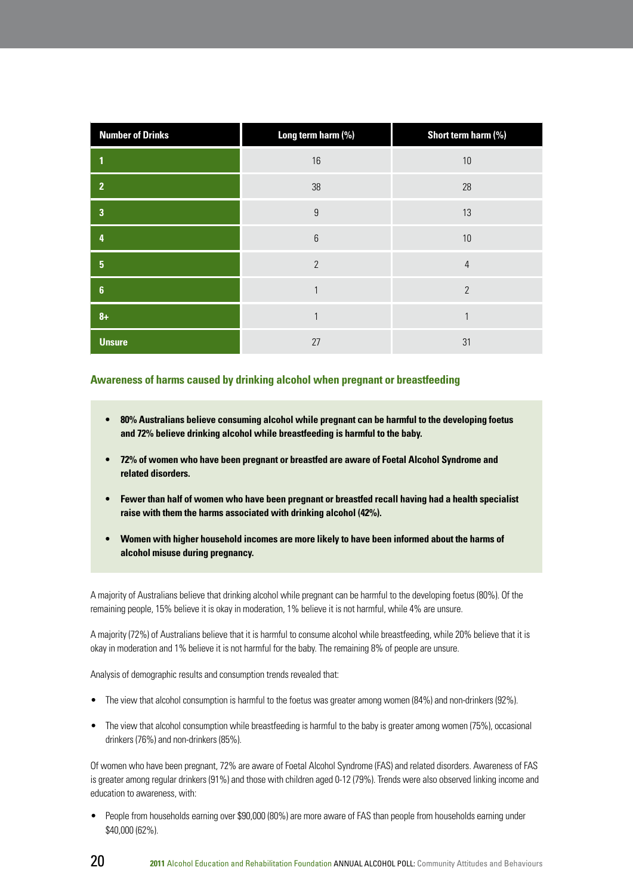| Number of Drinks | Long term harm (%) | Short term harm (%) |
|---|---|---|
| 1 | 16 | 10 |
| 2 | 38 | 28 |
| 3 | 9 | 13 |
| 4 | 6 | 10 |
| 5 | 2 | 4 |
| 6 | 1 | 2 |
| 8+ | 1 | 1 |
| Unsure | 27 | 31 |

## Awareness of harms caused by drinking alcohol when pregnant or breastfeeding

- **80% Australians believe consuming alcohol while pregnant can be harmful to the developing foetus and 72% believe drinking alcohol while breastfeeding is harmful to the baby.**
- **72% of women who have been pregnant or breastfed are aware of Foetal Alcohol Syndrome and related disorders.**
- **Fewer than half of women who have been pregnant or breastfed recall having had a health specialist raise with them the harms associated with drinking alcohol (42%).**
- **Women with higher household incomes are more likely to have been informed about the harms of alcohol misuse during pregnancy.**

A majority of Australians believe that drinking alcohol while pregnant can be harmful to the developing foetus (80%). Of the remaining people, 15% believe it is okay in moderation, 1% believe it is not harmful, while 4% are unsure.

A majority (72%) of Australians believe that it is harmful to consume alcohol while breastfeeding, while 20% believe that it is okay in moderation and 1% believe it is not harmful for the baby. The remaining 8% of people are unsure.

Analysis of demographic results and consumption trends revealed that:

- The view that alcohol consumption is harmful to the foetus was greater among women (84%) and non-drinkers (92%).
- The view that alcohol consumption while breastfeeding is harmful to the baby is greater among women (75%), occasional drinkers (76%) and non-drinkers (85%).

Of women who have been pregnant, 72% are aware of Foetal Alcohol Syndrome (FAS) and related disorders. Awareness of FAS is greater among regular drinkers (91%) and those with children aged 0-12 (79%). Trends were also observed linking income and education to awareness, with:

- People from households earning over $90,000 (80%) are more aware of FAS than people from households earning under $40,000 (62%).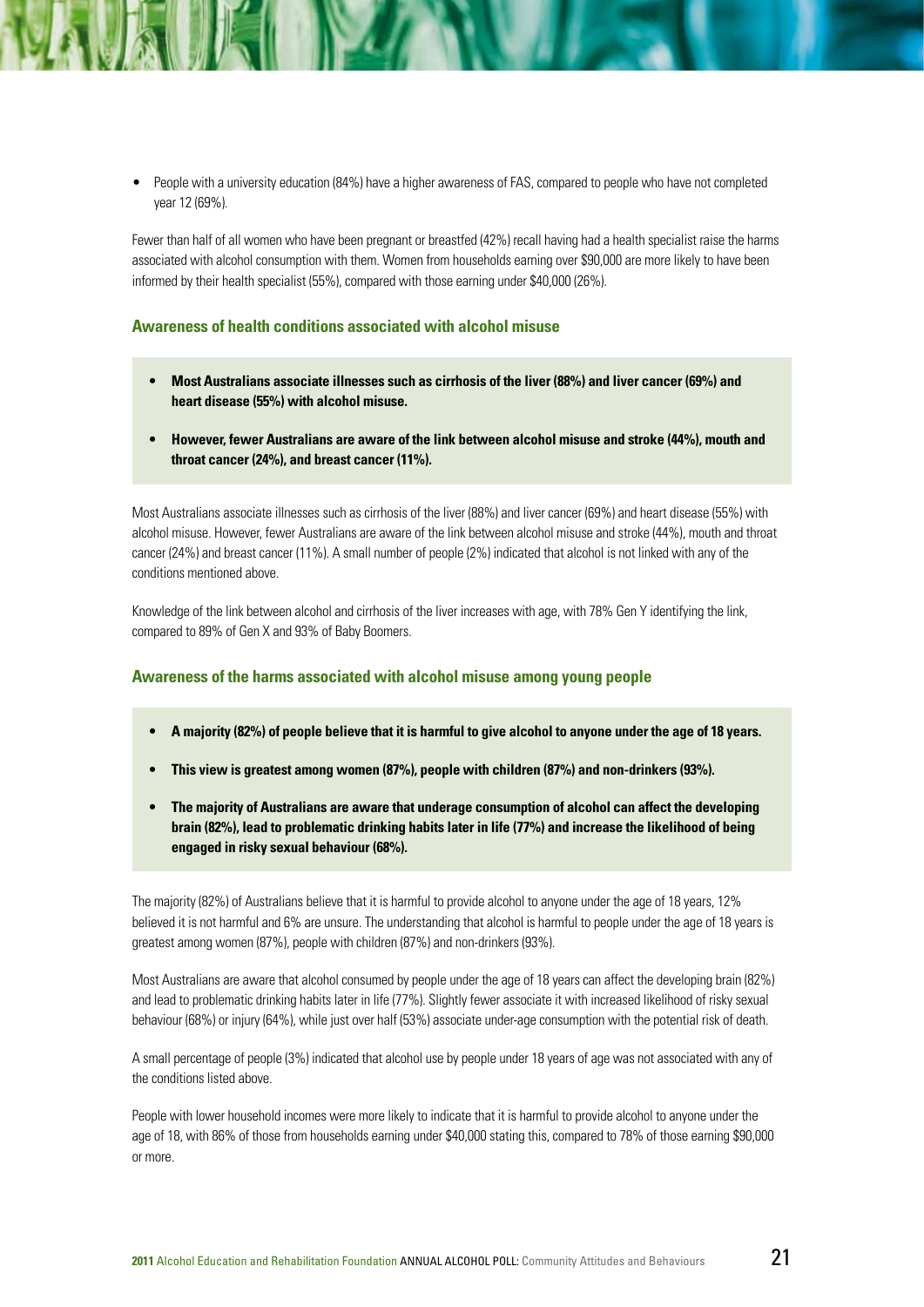- People with a university education (84%) have a higher awareness of FAS, compared to people who have not completed year 12 (69%).

Fewer than half of all women who have been pregnant or breastfed (42%) recall having had a health specialist raise the harms associated with alcohol consumption with them. Women from households earning over $90,000 are more likely to have been informed by their health specialist (55%), compared with those earning under $40,000 (26%).

### Awareness of health conditions associated with alcohol misuse

- **Most Australians associate illnesses such as cirrhosis of the liver (88%) and liver cancer (69%) and heart disease (55%) with alcohol misuse.**
- **However, fewer Australians are aware of the link between alcohol misuse and stroke (44%), mouth and throat cancer (24%), and breast cancer (11%).**

Most Australians associate illnesses such as cirrhosis of the liver (88%) and liver cancer (69%) and heart disease (55%) with alcohol misuse. However, fewer Australians are aware of the link between alcohol misuse and stroke (44%), mouth and throat cancer (24%) and breast cancer (11%). A small number of people (2%) indicated that alcohol is not linked with any of the conditions mentioned above.

Knowledge of the link between alcohol and cirrhosis of the liver increases with age, with 78% Gen Y identifying the link, compared to 89% of Gen X and 93% of Baby Boomers.

### Awareness of the harms associated with alcohol misuse among young people

- **A majority (82%) of people believe that it is harmful to give alcohol to anyone under the age of 18 years.**
- **This view is greatest among women (87%), people with children (87%) and non-drinkers (93%).**
- **The majority of Australians are aware that underage consumption of alcohol can affect the developing brain (82%), lead to problematic drinking habits later in life (77%) and increase the likelihood of being engaged in risky sexual behaviour (68%).**

The majority (82%) of Australians believe that it is harmful to provide alcohol to anyone under the age of 18 years, 12% believed it is not harmful and 6% are unsure. The understanding that alcohol is harmful to people under the age of 18 years is greatest among women (87%), people with children (87%) and non-drinkers (93%).

Most Australians are aware that alcohol consumed by people under the age of 18 years can affect the developing brain (82%) and lead to problematic drinking habits later in life (77%). Slightly fewer associate it with increased likelihood of risky sexual behaviour (68%) or injury (64%), while just over half (53%) associate under-age consumption with the potential risk of death.

A small percentage of people (3%) indicated that alcohol use by people under 18 years of age was not associated with any of the conditions listed above.

People with lower household incomes were more likely to indicate that it is harmful to provide alcohol to anyone under the age of 18, with 86% of those from households earning under $40,000 stating this, compared to 78% of those earning $90,000 or more.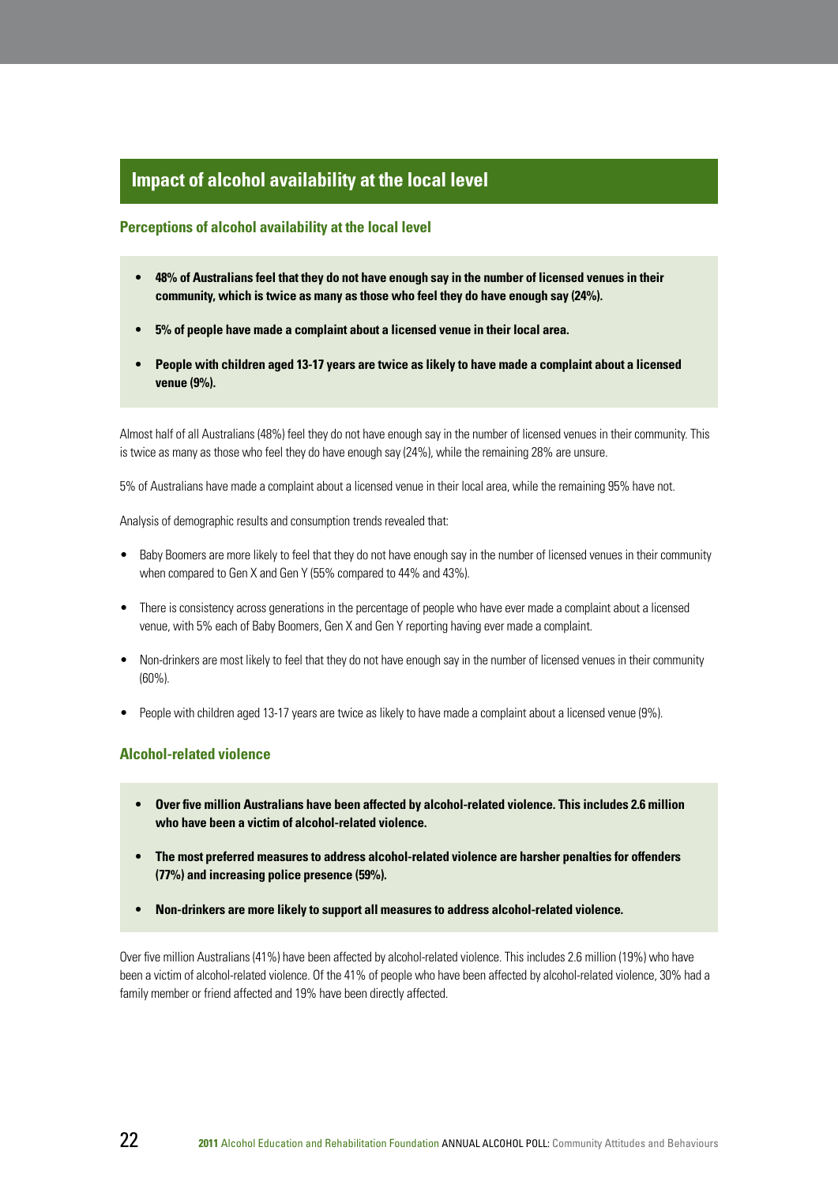## Impact of alcohol availability at the local level

### Perceptions of alcohol availability at the local level

- **48% of Australians feel that they do not have enough say in the number of licensed venues in their community, which is twice as many as those who feel they do have enough say (24%).**
- **5% of people have made a complaint about a licensed venue in their local area.**
- **People with children aged 13-17 years are twice as likely to have made a complaint about a licensed venue (9%).**

Almost half of all Australians (48%) feel they do not have enough say in the number of licensed venues in their community. This is twice as many as those who feel they do have enough say (24%), while the remaining 28% are unsure.

5% of Australians have made a complaint about a licensed venue in their local area, while the remaining 95% have not.

Analysis of demographic results and consumption trends revealed that:

- Baby Boomers are more likely to feel that they do not have enough say in the number of licensed venues in their community when compared to Gen X and Gen Y (55% compared to 44% and 43%).
- There is consistency across generations in the percentage of people who have ever made a complaint about a licensed venue, with 5% each of Baby Boomers, Gen X and Gen Y reporting having ever made a complaint.
- Non-drinkers are most likely to feel that they do not have enough say in the number of licensed venues in their community (60%).
- People with children aged 13-17 years are twice as likely to have made a complaint about a licensed venue (9%).

### Alcohol-related violence

- **Over five million Australians have been affected by alcohol-related violence. This includes 2.6 million who have been a victim of alcohol-related violence.**
- **The most preferred measures to address alcohol-related violence are harsher penalties for offenders (77%) and increasing police presence (59%).**
- **Non-drinkers are more likely to support all measures to address alcohol-related violence.**

Over five million Australians (41%) have been affected by alcohol-related violence. This includes 2.6 million (19%) who have been a victim of alcohol-related violence. Of the 41% of people who have been affected by alcohol-related violence, 30% had a family member or friend affected and 19% have been directly affected.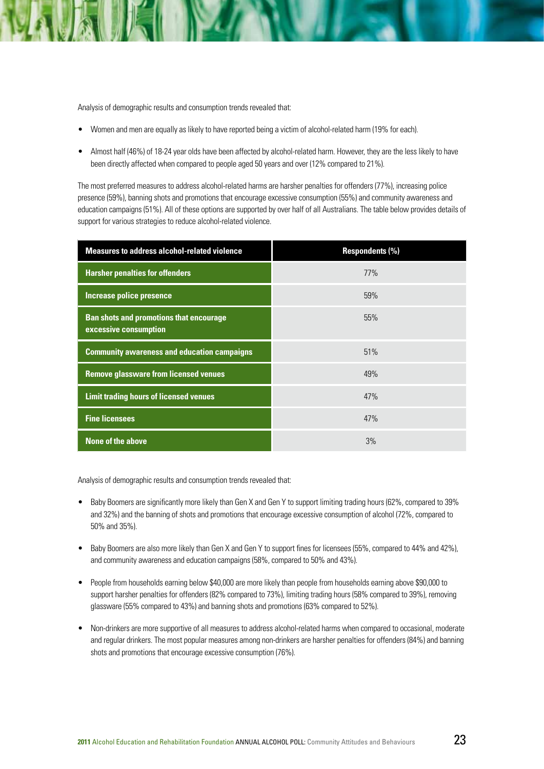Analysis of demographic results and consumption trends revealed that:

- Women and men are equally as likely to have reported being a victim of alcohol-related harm (19% for each).
- Almost half (46%) of 18-24 year olds have been affected by alcohol-related harm. However, they are the less likely to have been directly affected when compared to people aged 50 years and over (12% compared to 21%).

The most preferred measures to address alcohol-related harms are harsher penalties for offenders (77%), increasing police presence (59%), banning shots and promotions that encourage excessive consumption (55%) and community awareness and education campaigns (51%). All of these options are supported by over half of all Australians. The table below provides details of support for various strategies to reduce alcohol-related violence.

| Measures to address alcohol-related violence | Respondents (%) |
|---|---|
| Harsher penalties for offenders | 77% |
| Increase police presence | 59% |
| Ban shots and promotions that encourage excessive consumption | 55% |
| Community awareness and education campaigns | 51% |
| Remove glassware from licensed venues | 49% |
| Limit trading hours of licensed venues | 47% |
| Fine licensees | 47% |
| None of the above | 3% |

Analysis of demographic results and consumption trends revealed that:

- Baby Boomers are significantly more likely than Gen X and Gen Y to support limiting trading hours (62%, compared to 39% and 32%) and the banning of shots and promotions that encourage excessive consumption of alcohol (72%, compared to 50% and 35%).
- Baby Boomers are also more likely than Gen X and Gen Y to support fines for licensees (55%, compared to 44% and 42%), and community awareness and education campaigns (58%, compared to 50% and 43%).
- People from households earning below $40,000 are more likely than people from households earning above $90,000 to support harsher penalties for offenders (82% compared to 73%), limiting trading hours (58% compared to 39%), removing glassware (55% compared to 43%) and banning shots and promotions (63% compared to 52%).
- Non-drinkers are more supportive of all measures to address alcohol-related harms when compared to occasional, moderate and regular drinkers. The most popular measures among non-drinkers are harsher penalties for offenders (84%) and banning shots and promotions that encourage excessive consumption (76%).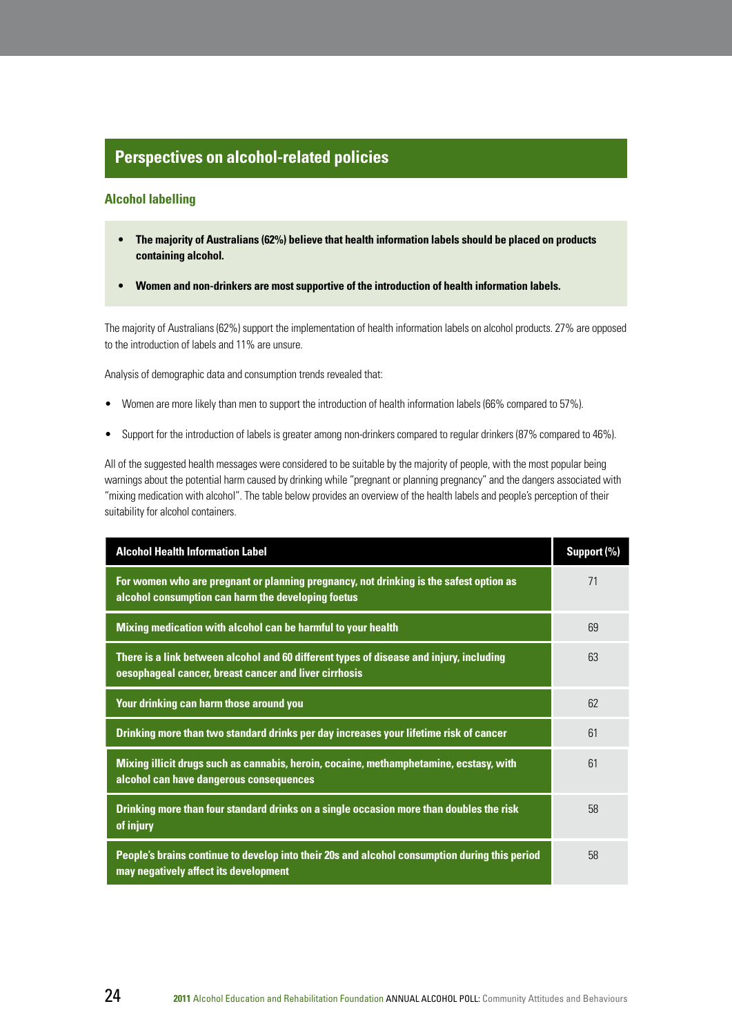## Perspectives on alcohol-related policies

### Alcohol labelling

- **The majority of Australians (62%) believe that health information labels should be placed on products containing alcohol.**
- **Women and non-drinkers are most supportive of the introduction of health information labels.**

The majority of Australians (62%) support the implementation of health information labels on alcohol products. 27% are opposed to the introduction of labels and 11% are unsure.

Analysis of demographic data and consumption trends revealed that:

- Women are more likely than men to support the introduction of health information labels (66% compared to 57%).
- Support for the introduction of labels is greater among non-drinkers compared to regular drinkers (87% compared to 46%).

All of the suggested health messages were considered to be suitable by the majority of people, with the most popular being warnings about the potential harm caused by drinking while "pregnant or planning pregnancy" and the dangers associated with "mixing medication with alcohol". The table below provides an overview of the health labels and people's perception of their suitability for alcohol containers.

| Alcohol Health Information Label | Support (%) |
|---|---|
| For women who are pregnant or planning pregnancy, not drinking is the safest option as alcohol consumption can harm the developing foetus | 71 |
| Mixing medication with alcohol can be harmful to your health | 69 |
| There is a link between alcohol and 60 different types of disease and injury, including oesophageal cancer, breast cancer and liver cirrhosis | 63 |
| Your drinking can harm those around you | 62 |
| Drinking more than two standard drinks per day increases your lifetime risk of cancer | 61 |
| Mixing illicit drugs such as cannabis, heroin, cocaine, methamphetamine, ecstasy, with alcohol can have dangerous consequences | 61 |
| Drinking more than four standard drinks on a single occasion more than doubles the risk of injury | 58 |
| People's brains continue to develop into their 20s and alcohol consumption during this period may negatively affect its development | 58 |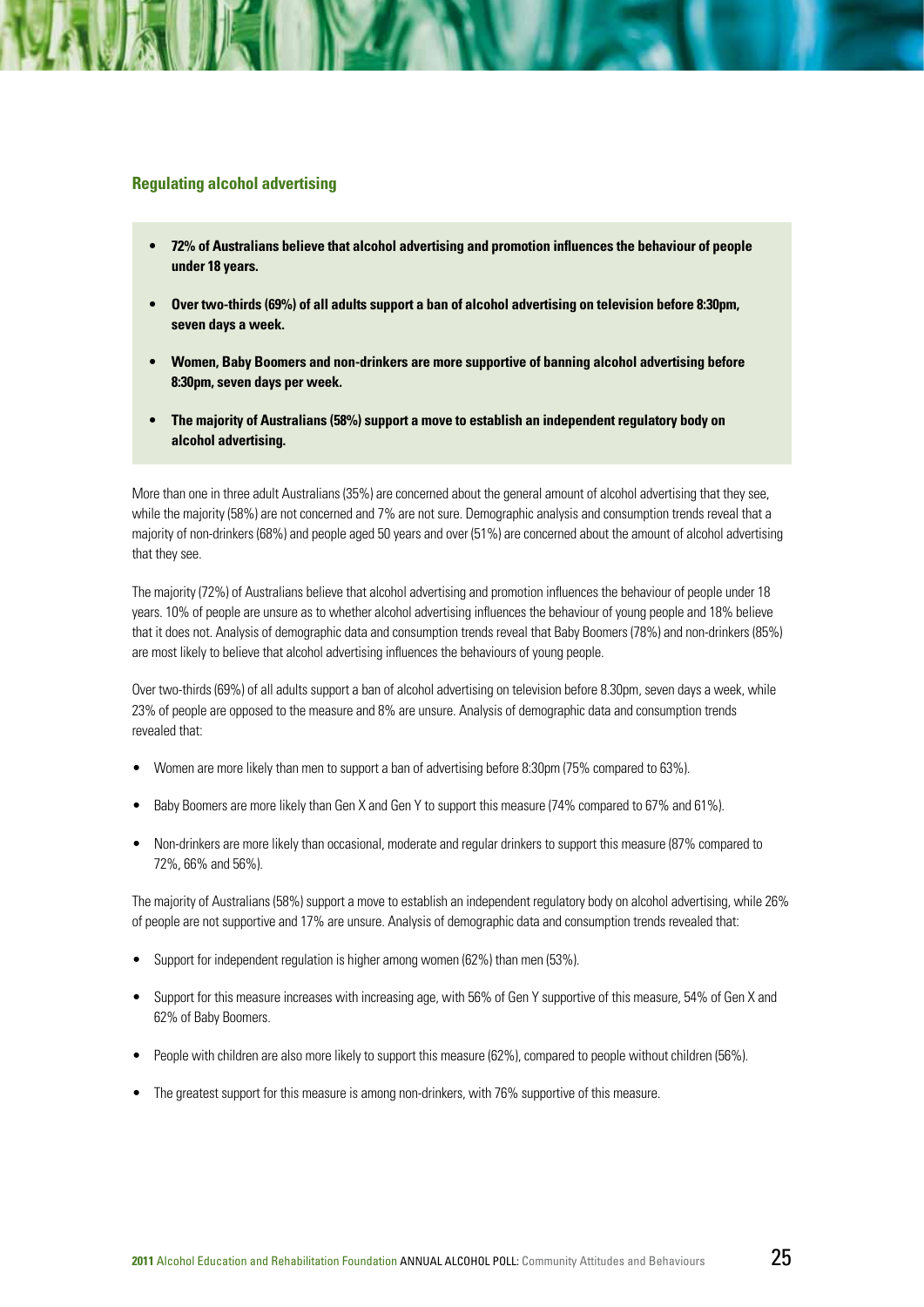## Regulating alcohol advertising

- **72% of Australians believe that alcohol advertising and promotion influences the behaviour of people under 18 years.**
- **Over two-thirds (69%) of all adults support a ban of alcohol advertising on television before 8:30pm, seven days a week.**
- **Women, Baby Boomers and non-drinkers are more supportive of banning alcohol advertising before 8:30pm, seven days per week.**
- **The majority of Australians (58%) support a move to establish an independent regulatory body on alcohol advertising.**

More than one in three adult Australians (35%) are concerned about the general amount of alcohol advertising that they see, while the majority (58%) are not concerned and 7% are not sure. Demographic analysis and consumption trends reveal that a majority of non-drinkers (68%) and people aged 50 years and over (51%) are concerned about the amount of alcohol advertising that they see.

The majority (72%) of Australians believe that alcohol advertising and promotion influences the behaviour of people under 18 years. 10% of people are unsure as to whether alcohol advertising influences the behaviour of young people and 18% believe that it does not. Analysis of demographic data and consumption trends reveal that Baby Boomers (78%) and non-drinkers (85%) are most likely to believe that alcohol advertising influences the behaviours of young people.

Over two-thirds (69%) of all adults support a ban of alcohol advertising on television before 8.30pm, seven days a week, while 23% of people are opposed to the measure and 8% are unsure. Analysis of demographic data and consumption trends revealed that:

- Women are more likely than men to support a ban of advertising before 8:30pm (75% compared to 63%).
- Baby Boomers are more likely than Gen X and Gen Y to support this measure (74% compared to 67% and 61%).
- Non-drinkers are more likely than occasional, moderate and regular drinkers to support this measure (87% compared to 72%, 66% and 56%).

The majority of Australians (58%) support a move to establish an independent regulatory body on alcohol advertising, while 26% of people are not supportive and 17% are unsure. Analysis of demographic data and consumption trends revealed that:

- Support for independent regulation is higher among women (62%) than men (53%).
- Support for this measure increases with increasing age, with 56% of Gen Y supportive of this measure, 54% of Gen X and 62% of Baby Boomers.
- People with children are also more likely to support this measure (62%), compared to people without children (56%).
- The greatest support for this measure is among non-drinkers, with 76% supportive of this measure.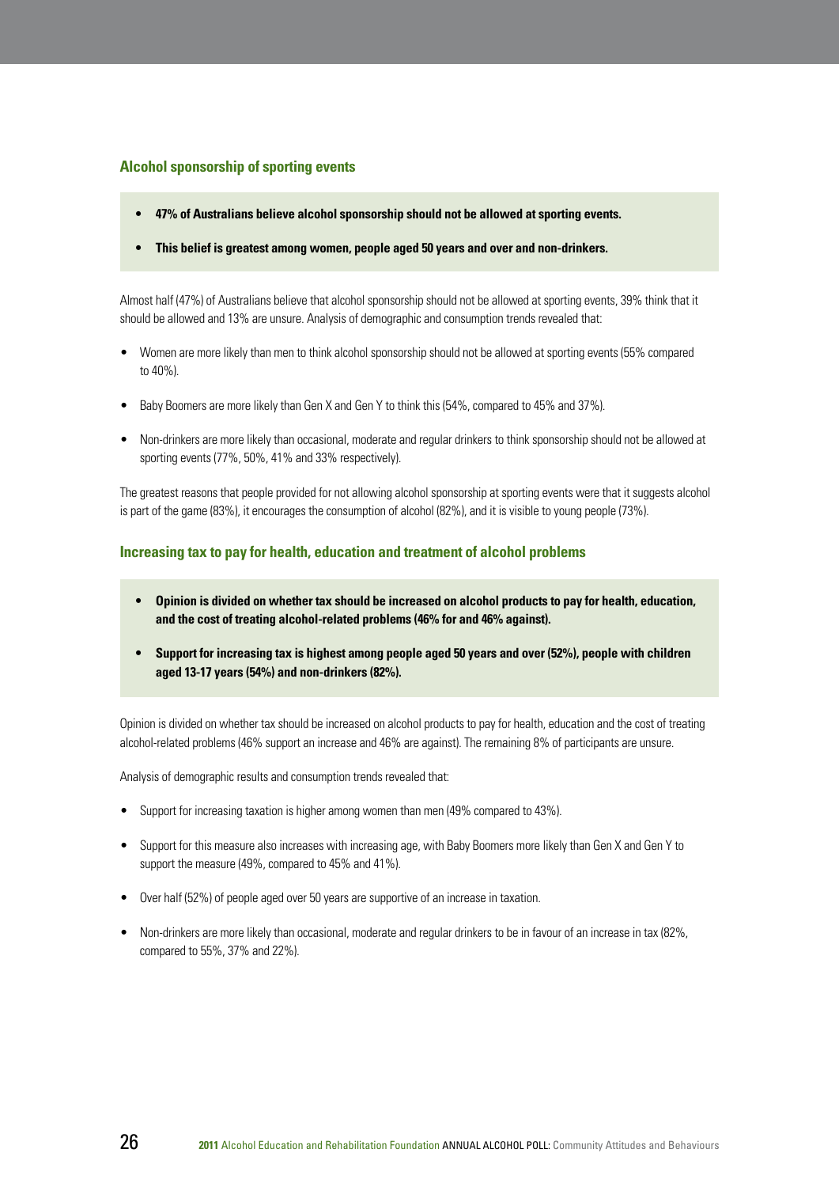### Alcohol sponsorship of sporting events

- **47% of Australians believe alcohol sponsorship should not be allowed at sporting events.**
- **This belief is greatest among women, people aged 50 years and over and non-drinkers.**

Almost half (47%) of Australians believe that alcohol sponsorship should not be allowed at sporting events, 39% think that it should be allowed and 13% are unsure. Analysis of demographic and consumption trends revealed that:

- Women are more likely than men to think alcohol sponsorship should not be allowed at sporting events (55% compared to 40%).
- Baby Boomers are more likely than Gen X and Gen Y to think this (54%, compared to 45% and 37%).
- Non-drinkers are more likely than occasional, moderate and regular drinkers to think sponsorship should not be allowed at sporting events (77%, 50%, 41% and 33% respectively).

The greatest reasons that people provided for not allowing alcohol sponsorship at sporting events were that it suggests alcohol is part of the game (83%), it encourages the consumption of alcohol (82%), and it is visible to young people (73%).

### Increasing tax to pay for health, education and treatment of alcohol problems

- **Opinion is divided on whether tax should be increased on alcohol products to pay for health, education, and the cost of treating alcohol-related problems (46% for and 46% against).**
- **Support for increasing tax is highest among people aged 50 years and over (52%), people with children aged 13-17 years (54%) and non-drinkers (82%).**

Opinion is divided on whether tax should be increased on alcohol products to pay for health, education and the cost of treating alcohol-related problems (46% support an increase and 46% are against). The remaining 8% of participants are unsure.

Analysis of demographic results and consumption trends revealed that:

- Support for increasing taxation is higher among women than men (49% compared to 43%).
- Support for this measure also increases with increasing age, with Baby Boomers more likely than Gen X and Gen Y to support the measure (49%, compared to 45% and 41%).
- Over half (52%) of people aged over 50 years are supportive of an increase in taxation.
- Non-drinkers are more likely than occasional, moderate and regular drinkers to be in favour of an increase in tax (82%, compared to 55%, 37% and 22%).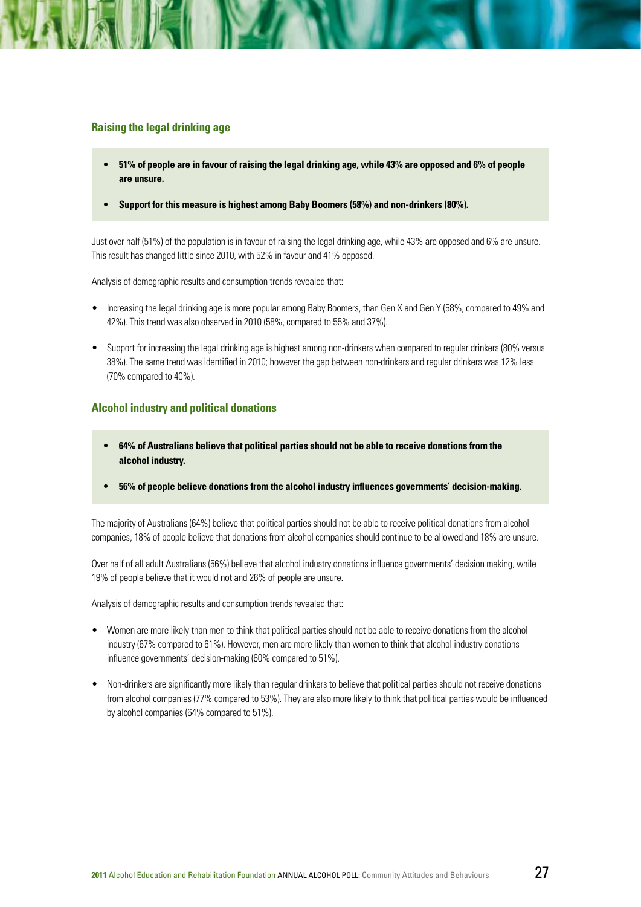### Raising the legal drinking age

- **51% of people are in favour of raising the legal drinking age, while 43% are opposed and 6% of people are unsure.**
- **Support for this measure is highest among Baby Boomers (58%) and non-drinkers (80%).**

Just over half (51%) of the population is in favour of raising the legal drinking age, while 43% are opposed and 6% are unsure. This result has changed little since 2010, with 52% in favour and 41% opposed.

Analysis of demographic results and consumption trends revealed that:

- Increasing the legal drinking age is more popular among Baby Boomers, than Gen X and Gen Y (58%, compared to 49% and 42%). This trend was also observed in 2010 (58%, compared to 55% and 37%).
- Support for increasing the legal drinking age is highest among non-drinkers when compared to regular drinkers (80% versus 38%). The same trend was identified in 2010; however the gap between non-drinkers and regular drinkers was 12% less (70% compared to 40%).

### Alcohol industry and political donations

- **64% of Australians believe that political parties should not be able to receive donations from the alcohol industry.**
- **56% of people believe donations from the alcohol industry influences governments' decision-making.**

The majority of Australians (64%) believe that political parties should not be able to receive political donations from alcohol companies, 18% of people believe that donations from alcohol companies should continue to be allowed and 18% are unsure.

Over half of all adult Australians (56%) believe that alcohol industry donations influence governments' decision making, while 19% of people believe that it would not and 26% of people are unsure.

Analysis of demographic results and consumption trends revealed that:

- Women are more likely than men to think that political parties should not be able to receive donations from the alcohol industry (67% compared to 61%). However, men are more likely than women to think that alcohol industry donations influence governments' decision-making (60% compared to 51%).
- Non-drinkers are significantly more likely than regular drinkers to believe that political parties should not receive donations from alcohol companies (77% compared to 53%). They are also more likely to think that political parties would be influenced by alcohol companies (64% compared to 51%).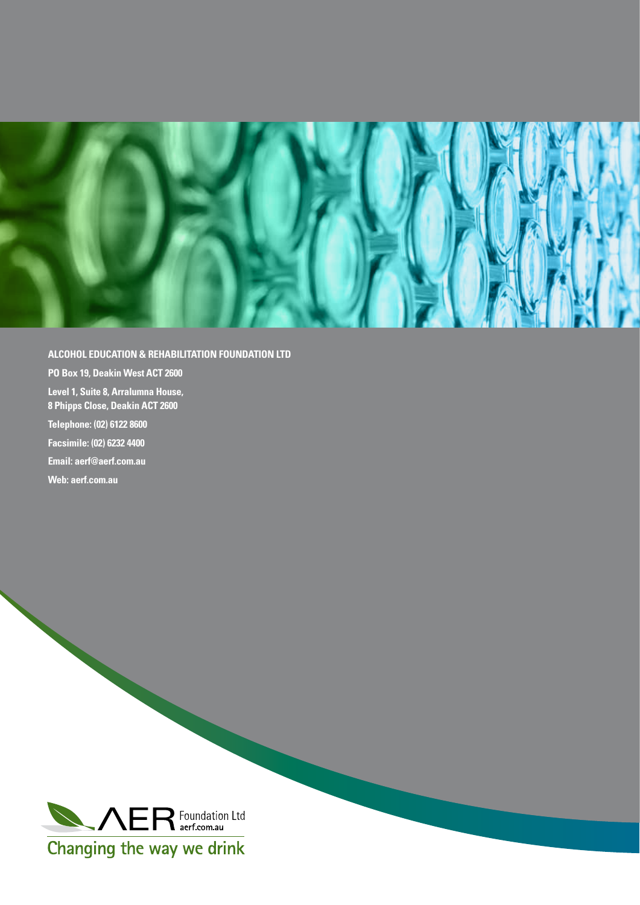**ALCOHOL EDUCATION & REHABILITATION FOUNDATION LTD**

**PO Box 19, Deakin West ACT 2600**

**Level 1, Suite 8, Arralumna House,**
**8 Phipps Close, Deakin ACT 2600**

**Telephone: (02) 6122 8600**

**Facsimile: (02) 6232 4400**

**Email: aerf@aerf.com.au**

**Web: aerf.com.au**

AER Foundation Ltd
aerf.com.au
Changing the way we drink